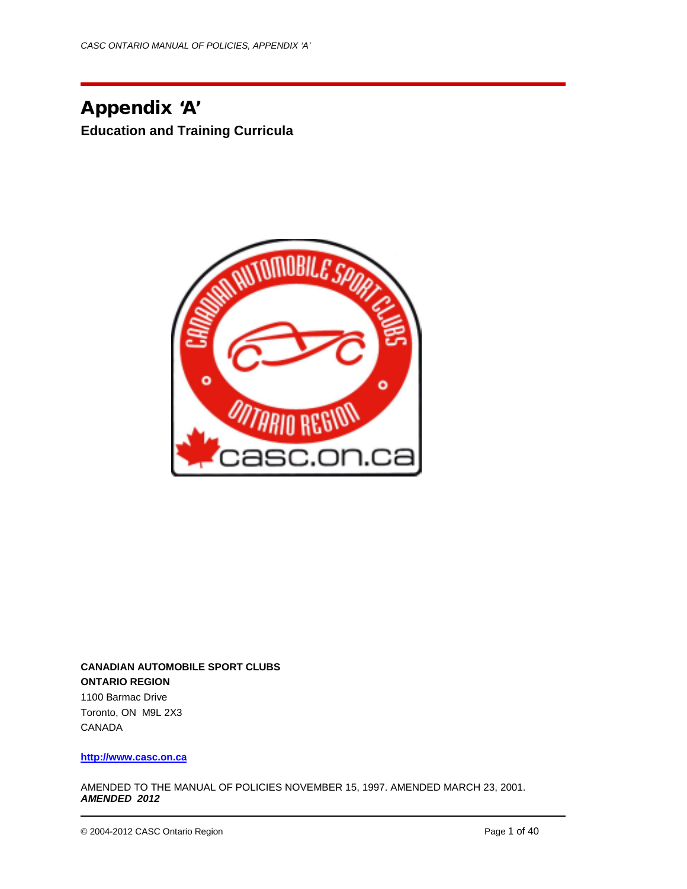# Appendix 'A'

## Education and Training Curricula

**CANADIAN AUTOMOBILE SPORT CLUBS**
**ONTARIO REGION**
1100 Barmac Drive
Toronto, ON  M9L 2X3
CANADA

**http://www.casc.on.ca**

AMENDED TO THE MANUAL OF POLICIES NOVEMBER 15, 1997. AMENDED MARCH 23, 2001.
***AMENDED 2012***

© 2004-2012 CASC Ontario Region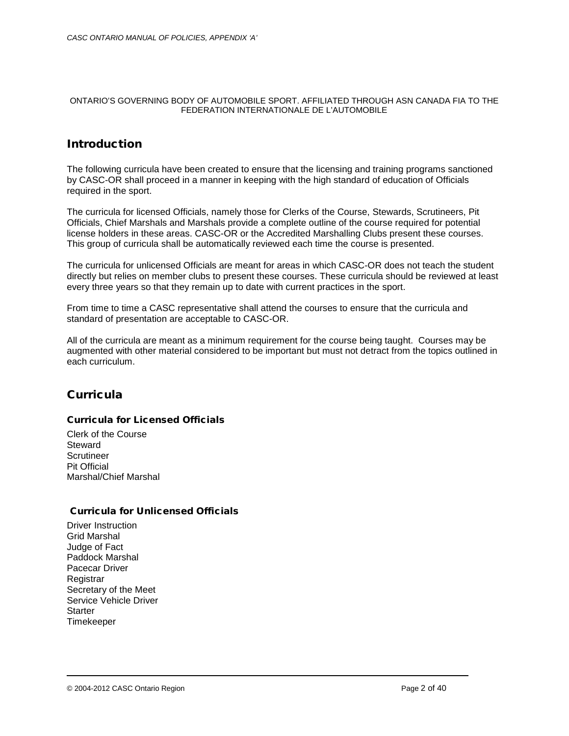ONTARIO'S GOVERNING BODY OF AUTOMOBILE SPORT. AFFILIATED THROUGH ASN CANADA FIA TO THE FEDERATION INTERNATIONALE DE L'AUTOMOBILE

## Introduction

The following curricula have been created to ensure that the licensing and training programs sanctioned by CASC-OR shall proceed in a manner in keeping with the high standard of education of Officials required in the sport.

The curricula for licensed Officials, namely those for Clerks of the Course, Stewards, Scrutineers, Pit Officials, Chief Marshals and Marshals provide a complete outline of the course required for potential license holders in these areas. CASC-OR or the Accredited Marshalling Clubs present these courses. This group of curricula shall be automatically reviewed each time the course is presented.

The curricula for unlicensed Officials are meant for areas in which CASC-OR does not teach the student directly but relies on member clubs to present these courses. These curricula should be reviewed at least every three years so that they remain up to date with current practices in the sport.

From time to time a CASC representative shall attend the courses to ensure that the curricula and standard of presentation are acceptable to CASC-OR.

All of the curricula are meant as a minimum requirement for the course being taught. Courses may be augmented with other material considered to be important but must not detract from the topics outlined in each curriculum.

## Curricula

### Curricula for Licensed Officials

Clerk of the Course
Steward
Scrutineer
Pit Official
Marshal/Chief Marshal

### Curricula for Unlicensed Officials

Driver Instruction
Grid Marshal
Judge of Fact
Paddock Marshal
Pacecar Driver
Registrar
Secretary of the Meet
Service Vehicle Driver
Starter
Timekeeper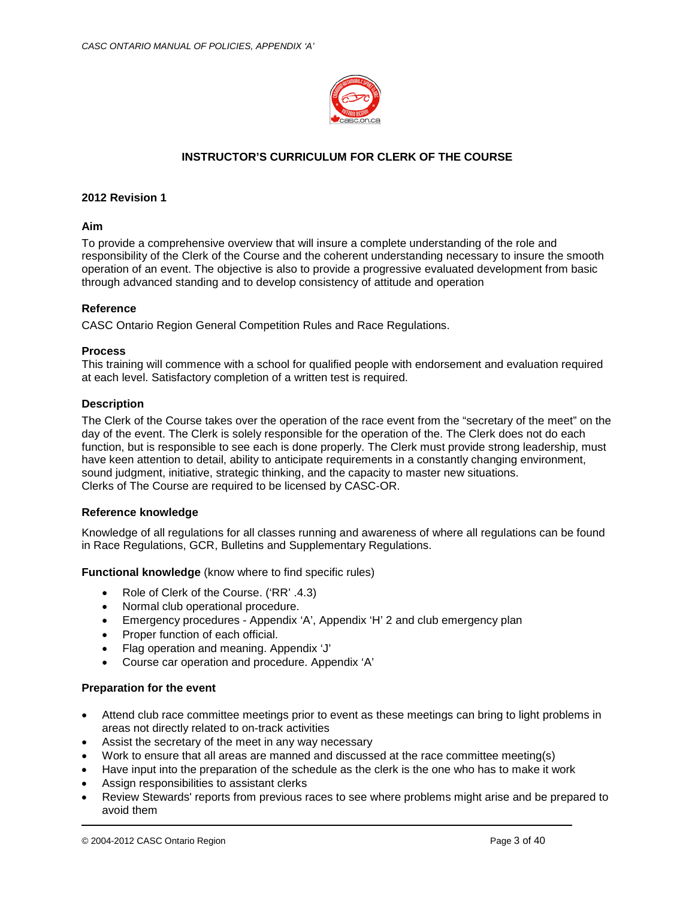# INSTRUCTOR'S CURRICULUM FOR CLERK OF THE COURSE

**2012 Revision 1**

### Aim

To provide a comprehensive overview that will insure a complete understanding of the role and responsibility of the Clerk of the Course and the coherent understanding necessary to insure the smooth operation of an event. The objective is also to provide a progressive evaluated development from basic through advanced standing and to develop consistency of attitude and operation

### Reference

CASC Ontario Region General Competition Rules and Race Regulations.

### Process

This training will commence with a school for qualified people with endorsement and evaluation required at each level. Satisfactory completion of a written test is required.

### Description

The Clerk of the Course takes over the operation of the race event from the "secretary of the meet" on the day of the event. The Clerk is solely responsible for the operation of the. The Clerk does not do each function, but is responsible to see each is done properly. The Clerk must provide strong leadership, must have keen attention to detail, ability to anticipate requirements in a constantly changing environment, sound judgment, initiative, strategic thinking, and the capacity to master new situations.
Clerks of The Course are required to be licensed by CASC-OR.

### Reference knowledge

Knowledge of all regulations for all classes running and awareness of where all regulations can be found in Race Regulations, GCR, Bulletins and Supplementary Regulations.

**Functional knowledge** (know where to find specific rules)

- Role of Clerk of the Course. ('RR' .4.3)
- Normal club operational procedure.
- Emergency procedures - Appendix 'A', Appendix 'H' 2 and club emergency plan
- Proper function of each official.
- Flag operation and meaning. Appendix 'J'
- Course car operation and procedure. Appendix 'A'

### Preparation for the event

- Attend club race committee meetings prior to event as these meetings can bring to light problems in areas not directly related to on-track activities
- Assist the secretary of the meet in any way necessary
- Work to ensure that all areas are manned and discussed at the race committee meeting(s)
- Have input into the preparation of the schedule as the clerk is the one who has to make it work
- Assign responsibilities to assistant clerks
- Review Stewards' reports from previous races to see where problems might arise and be prepared to avoid them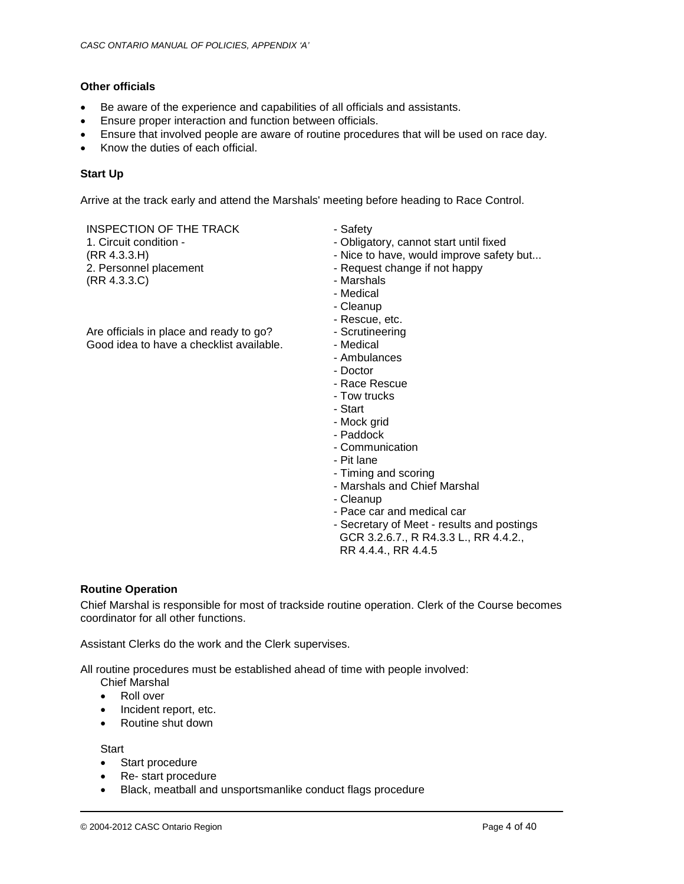### Other officials

- Be aware of the experience and capabilities of all officials and assistants.
- Ensure proper interaction and function between officials.
- Ensure that involved people are aware of routine procedures that will be used on race day.
- Know the duties of each official.

### Start Up

Arrive at the track early and attend the Marshals' meeting before heading to Race Control.

| | |
|---|---|
| INSPECTION OF THE TRACK | - Safety |
| 1. Circuit condition - | - Obligatory, cannot start until fixed |
| (RR 4.3.3.H) | - Nice to have, would improve safety but... |
| 2. Personnel placement | - Request change if not happy |
| (RR 4.3.3.C) | - Marshals |
| | - Medical |
| | - Cleanup |
| | - Rescue, etc. |
| Are officials in place and ready to go? | - Scrutineering |
| Good idea to have a checklist available. | - Medical |
| | - Ambulances |
| | - Doctor |
| | - Race Rescue |
| | - Tow trucks |
| | - Start |
| | - Mock grid |
| | - Paddock |
| | - Communication |
| | - Pit lane |
| | - Timing and scoring |
| | - Marshals and Chief Marshal |
| | - Cleanup |
| | - Pace car and medical car |
| | - Secretary of Meet - results and postings GCR 3.2.6.7., R R4.3.3 L., RR 4.4.2., RR 4.4.4., RR 4.4.5 |

### Routine Operation

Chief Marshal is responsible for most of trackside routine operation. Clerk of the Course becomes coordinator for all other functions.

Assistant Clerks do the work and the Clerk supervises.

All routine procedures must be established ahead of time with people involved:

Chief Marshal

- Roll over
- Incident report, etc.
- Routine shut down

Start

- Start procedure
- Re- start procedure
- Black, meatball and unsportsmanlike conduct flags procedure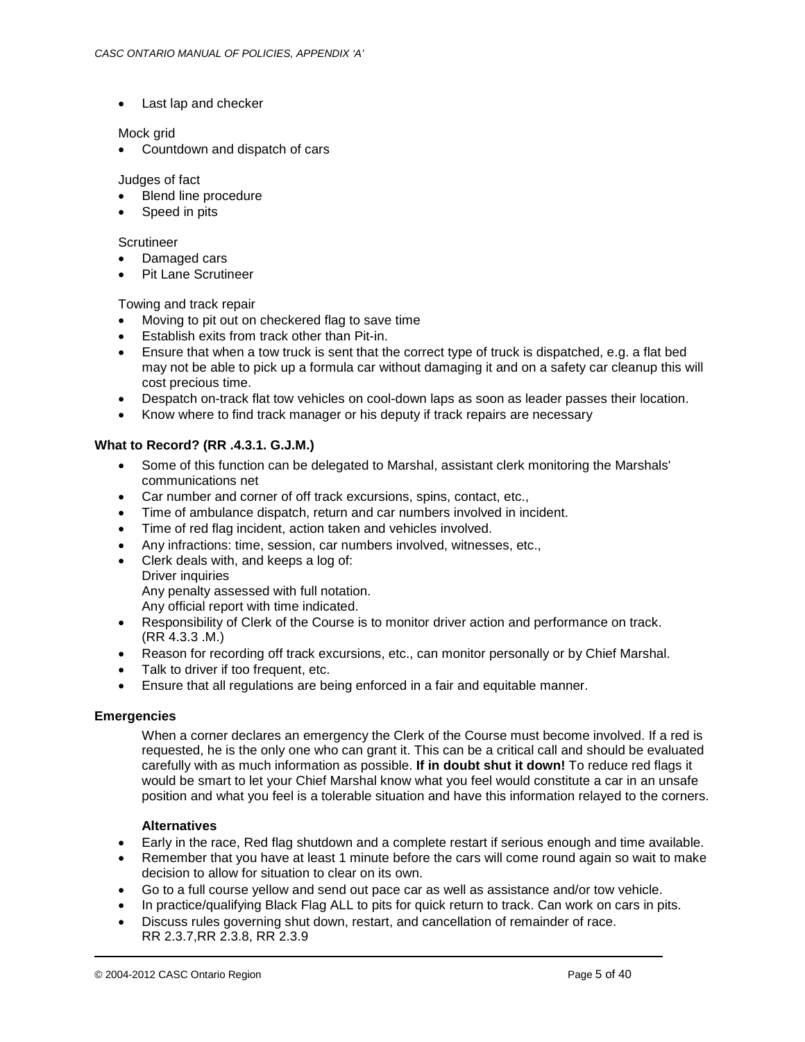- Last lap and checker

Mock grid

- Countdown and dispatch of cars

Judges of fact

- Blend line procedure
- Speed in pits

Scrutineer

- Damaged cars
- Pit Lane Scrutineer

Towing and track repair

- Moving to pit out on checkered flag to save time
- Establish exits from track other than Pit-in.
- Ensure that when a tow truck is sent that the correct type of truck is dispatched, e.g. a flat bed may not be able to pick up a formula car without damaging it and on a safety car cleanup this will cost precious time.
- Despatch on-track flat tow vehicles on cool-down laps as soon as leader passes their location.
- Know where to find track manager or his deputy if track repairs are necessary

**What to Record? (RR .4.3.1. G.J.M.)**

- Some of this function can be delegated to Marshal, assistant clerk monitoring the Marshals' communications net
- Car number and corner of off track excursions, spins, contact, etc.,
- Time of ambulance dispatch, return and car numbers involved in incident.
- Time of red flag incident, action taken and vehicles involved.
- Any infractions: time, session, car numbers involved, witnesses, etc.,
- Clerk deals with, and keeps a log of:
  Driver inquiries
  Any penalty assessed with full notation.
  Any official report with time indicated.
- Responsibility of Clerk of the Course is to monitor driver action and performance on track. (RR 4.3.3 .M.)
- Reason for recording off track excursions, etc., can monitor personally or by Chief Marshal.
- Talk to driver if too frequent, etc.
- Ensure that all regulations are being enforced in a fair and equitable manner.

**Emergencies**

When a corner declares an emergency the Clerk of the Course must become involved. If a red is requested, he is the only one who can grant it. This can be a critical call and should be evaluated carefully with as much information as possible. **If in doubt shut it down!** To reduce red flags it would be smart to let your Chief Marshal know what you feel would constitute a car in an unsafe position and what you feel is a tolerable situation and have this information relayed to the corners.

**Alternatives**

- Early in the race, Red flag shutdown and a complete restart if serious enough and time available.
- Remember that you have at least 1 minute before the cars will come round again so wait to make decision to allow for situation to clear on its own.
- Go to a full course yellow and send out pace car as well as assistance and/or tow vehicle.
- In practice/qualifying Black Flag ALL to pits for quick return to track. Can work on cars in pits.
- Discuss rules governing shut down, restart, and cancellation of remainder of race.
  RR 2.3.7,RR 2.3.8, RR 2.3.9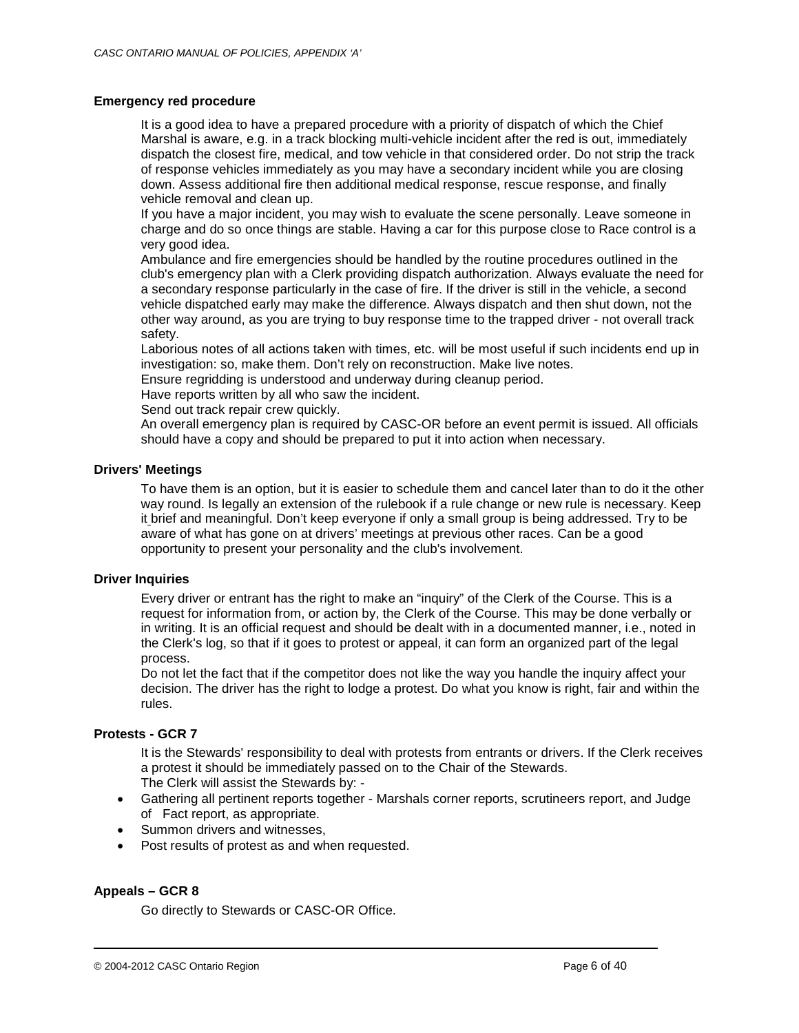### Emergency red procedure

It is a good idea to have a prepared procedure with a priority of dispatch of which the Chief Marshal is aware, e.g. in a track blocking multi-vehicle incident after the red is out, immediately dispatch the closest fire, medical, and tow vehicle in that considered order. Do not strip the track of response vehicles immediately as you may have a secondary incident while you are closing down. Assess additional fire then additional medical response, rescue response, and finally vehicle removal and clean up.

If you have a major incident, you may wish to evaluate the scene personally. Leave someone in charge and do so once things are stable. Having a car for this purpose close to Race control is a very good idea.

Ambulance and fire emergencies should be handled by the routine procedures outlined in the club's emergency plan with a Clerk providing dispatch authorization. Always evaluate the need for a secondary response particularly in the case of fire. If the driver is still in the vehicle, a second vehicle dispatched early may make the difference. Always dispatch and then shut down, not the other way around, as you are trying to buy response time to the trapped driver - not overall track safety.

Laborious notes of all actions taken with times, etc. will be most useful if such incidents end up in investigation: so, make them. Don't rely on reconstruction. Make live notes.

Ensure regridding is understood and underway during cleanup period.

Have reports written by all who saw the incident.

Send out track repair crew quickly.

An overall emergency plan is required by CASC-OR before an event permit is issued. All officials should have a copy and should be prepared to put it into action when necessary.

### Drivers' Meetings

To have them is an option, but it is easier to schedule them and cancel later than to do it the other way round. Is legally an extension of the rulebook if a rule change or new rule is necessary. Keep it brief and meaningful. Don't keep everyone if only a small group is being addressed. Try to be aware of what has gone on at drivers' meetings at previous other races. Can be a good opportunity to present your personality and the club's involvement.

### Driver Inquiries

Every driver or entrant has the right to make an "inquiry" of the Clerk of the Course. This is a request for information from, or action by, the Clerk of the Course. This may be done verbally or in writing. It is an official request and should be dealt with in a documented manner, i.e., noted in the Clerk's log, so that if it goes to protest or appeal, it can form an organized part of the legal process.

Do not let the fact that if the competitor does not like the way you handle the inquiry affect your decision. The driver has the right to lodge a protest. Do what you know is right, fair and within the rules.

### Protests - GCR 7

It is the Stewards' responsibility to deal with protests from entrants or drivers. If the Clerk receives a protest it should be immediately passed on to the Chair of the Stewards.

The Clerk will assist the Stewards by: -

- Gathering all pertinent reports together - Marshals corner reports, scrutineers report, and Judge of Fact report, as appropriate.
- Summon drivers and witnesses,
- Post results of protest as and when requested.

### Appeals – GCR 8

Go directly to Stewards or CASC-OR Office.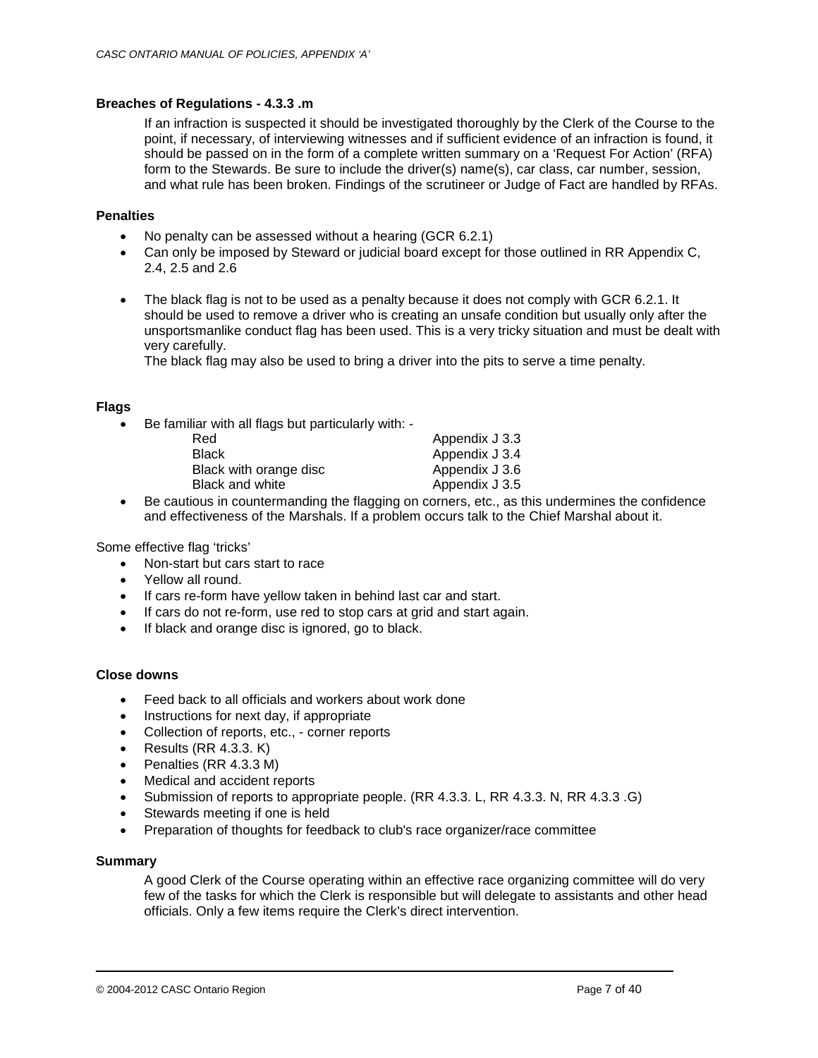### Breaches of Regulations - 4.3.3 .m

If an infraction is suspected it should be investigated thoroughly by the Clerk of the Course to the point, if necessary, of interviewing witnesses and if sufficient evidence of an infraction is found, it should be passed on in the form of a complete written summary on a 'Request For Action' (RFA) form to the Stewards. Be sure to include the driver(s) name(s), car class, car number, session, and what rule has been broken. Findings of the scrutineer or Judge of Fact are handled by RFAs.

### Penalties

- No penalty can be assessed without a hearing (GCR 6.2.1)
- Can only be imposed by Steward or judicial board except for those outlined in RR Appendix C, 2.4, 2.5 and 2.6
- The black flag is not to be used as a penalty because it does not comply with GCR 6.2.1. It should be used to remove a driver who is creating an unsafe condition but usually only after the unsportsmanlike conduct flag has been used. This is a very tricky situation and must be dealt with very carefully.

  The black flag may also be used to bring a driver into the pits to serve a time penalty.

### Flags

- Be familiar with all flags but particularly with: -

| | |
|---|---|
| Red | Appendix J 3.3 |
| Black | Appendix J 3.4 |
| Black with orange disc | Appendix J 3.6 |
| Black and white | Appendix J 3.5 |

- Be cautious in countermanding the flagging on corners, etc., as this undermines the confidence and effectiveness of the Marshals. If a problem occurs talk to the Chief Marshal about it.

Some effective flag 'tricks'

- Non-start but cars start to race
- Yellow all round.
- If cars re-form have yellow taken in behind last car and start.
- If cars do not re-form, use red to stop cars at grid and start again.
- If black and orange disc is ignored, go to black.

### Close downs

- Feed back to all officials and workers about work done
- Instructions for next day, if appropriate
- Collection of reports, etc., - corner reports
- Results (RR 4.3.3. K)
- Penalties (RR 4.3.3 M)
- Medical and accident reports
- Submission of reports to appropriate people. (RR 4.3.3. L, RR 4.3.3. N, RR 4.3.3 .G)
- Stewards meeting if one is held
- Preparation of thoughts for feedback to club's race organizer/race committee

### Summary

A good Clerk of the Course operating within an effective race organizing committee will do very few of the tasks for which the Clerk is responsible but will delegate to assistants and other head officials. Only a few items require the Clerk's direct intervention.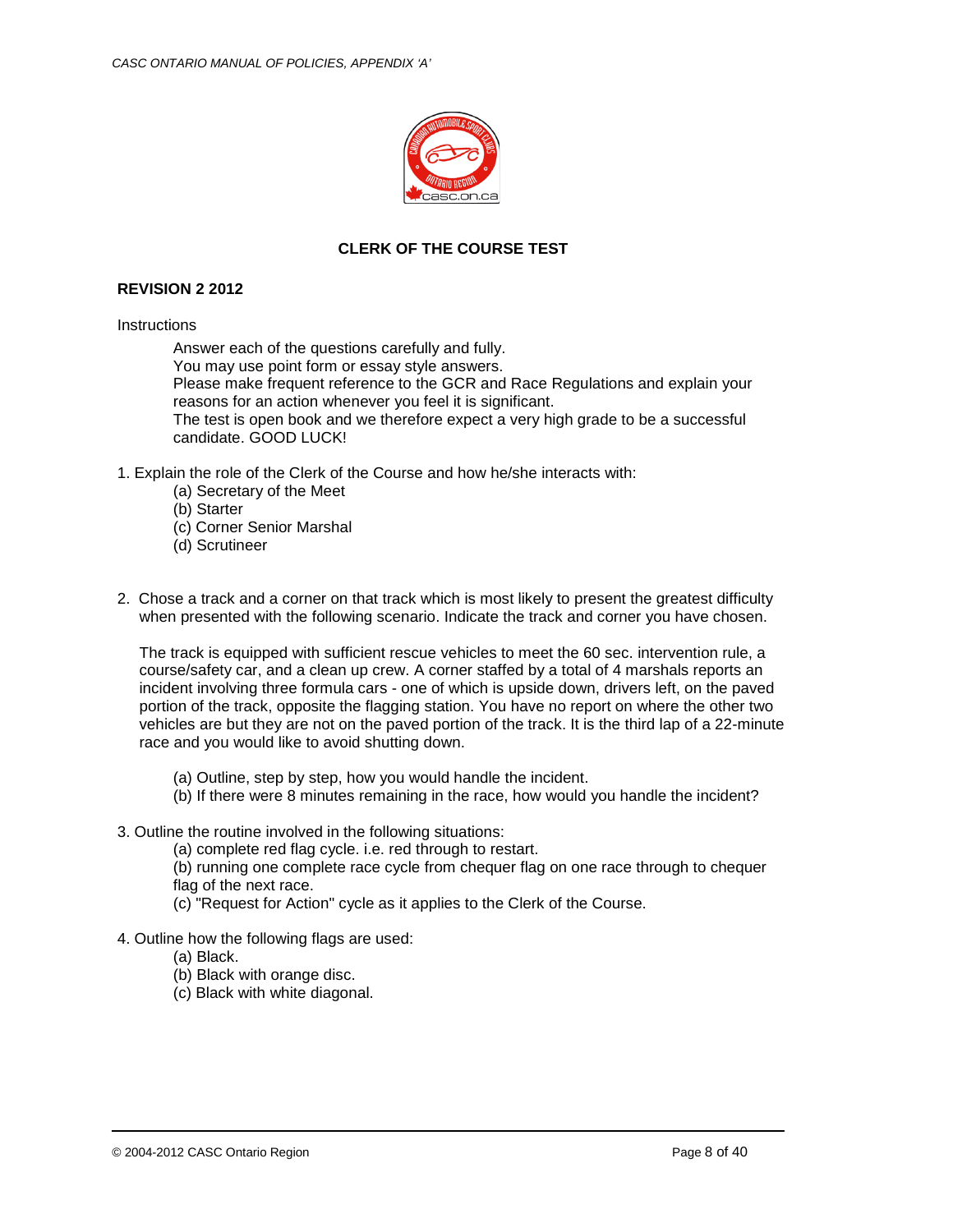## CLERK OF THE COURSE TEST

**REVISION 2 2012**

Instructions

> Answer each of the questions carefully and fully.
> You may use point form or essay style answers.
> Please make frequent reference to the GCR and Race Regulations and explain your reasons for an action whenever you feel it is significant.
> The test is open book and we therefore expect a very high grade to be a successful candidate. GOOD LUCK!

1. Explain the role of the Clerk of the Course and how he/she interacts with:
   - (a) Secretary of the Meet
   - (b) Starter
   - (c) Corner Senior Marshal
   - (d) Scrutineer

2. Chose a track and a corner on that track which is most likely to present the greatest difficulty when presented with the following scenario. Indicate the track and corner you have chosen.

   The track is equipped with sufficient rescue vehicles to meet the 60 sec. intervention rule, a course/safety car, and a clean up crew. A corner staffed by a total of 4 marshals reports an incident involving three formula cars - one of which is upside down, drivers left, on the paved portion of the track, opposite the flagging station. You have no report on where the other two vehicles are but they are not on the paved portion of the track. It is the third lap of a 22-minute race and you would like to avoid shutting down.

   - (a) Outline, step by step, how you would handle the incident.
   - (b) If there were 8 minutes remaining in the race, how would you handle the incident?

3. Outline the routine involved in the following situations:
   - (a) complete red flag cycle. i.e. red through to restart.
   - (b) running one complete race cycle from chequer flag on one race through to chequer flag of the next race.
   - (c) "Request for Action" cycle as it applies to the Clerk of the Course.

4. Outline how the following flags are used:
   - (a) Black.
   - (b) Black with orange disc.
   - (c) Black with white diagonal.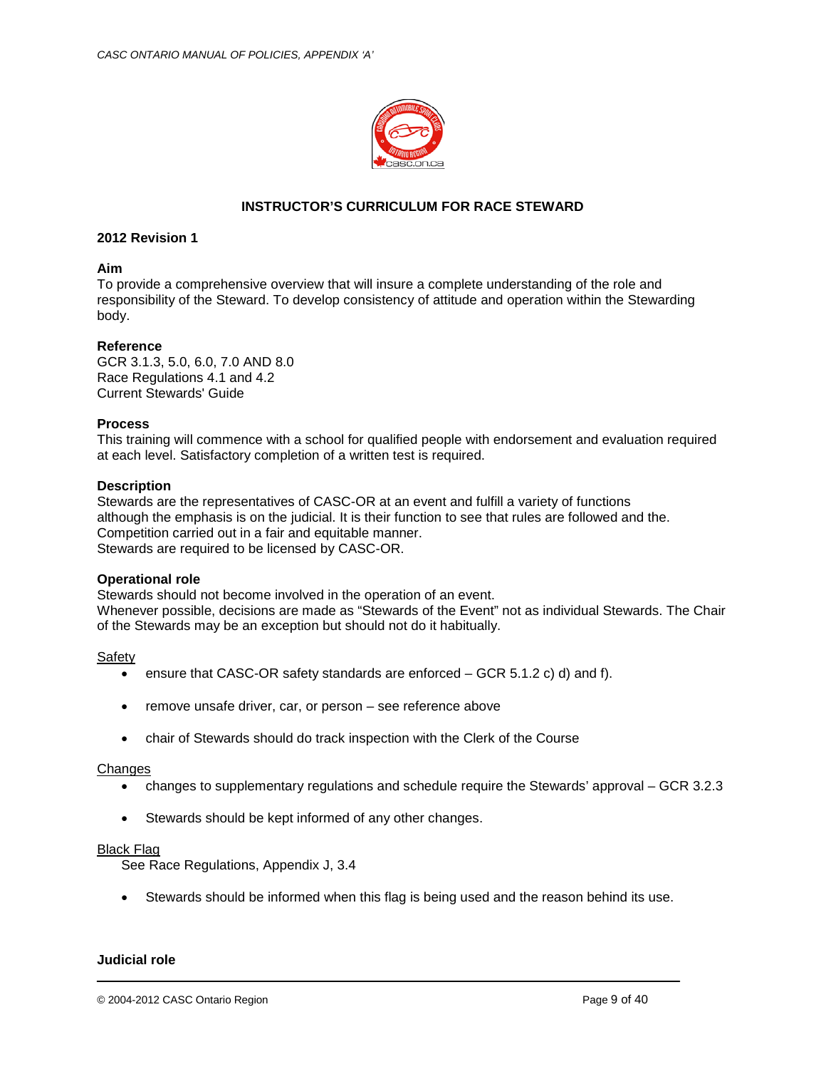# INSTRUCTOR'S CURRICULUM FOR RACE STEWARD

**2012 Revision 1**

**Aim**
To provide a comprehensive overview that will insure a complete understanding of the role and responsibility of the Steward. To develop consistency of attitude and operation within the Stewarding body.

**Reference**
GCR 3.1.3, 5.0, 6.0, 7.0 AND 8.0
Race Regulations 4.1 and 4.2
Current Stewards' Guide

**Process**
This training will commence with a school for qualified people with endorsement and evaluation required at each level. Satisfactory completion of a written test is required.

**Description**
Stewards are the representatives of CASC-OR at an event and fulfill a variety of functions although the emphasis is on the judicial. It is their function to see that rules are followed and the. Competition carried out in a fair and equitable manner.
Stewards are required to be licensed by CASC-OR.

**Operational role**
Stewards should not become involved in the operation of an event.
Whenever possible, decisions are made as "Stewards of the Event" not as individual Stewards. The Chair of the Stewards may be an exception but should not do it habitually.

Safety

- ensure that CASC-OR safety standards are enforced – GCR 5.1.2 c) d) and f).
- remove unsafe driver, car, or person – see reference above
- chair of Stewards should do track inspection with the Clerk of the Course

Changes

- changes to supplementary regulations and schedule require the Stewards' approval – GCR 3.2.3
- Stewards should be kept informed of any other changes.

Black Flag

See Race Regulations, Appendix J, 3.4

- Stewards should be informed when this flag is being used and the reason behind its use.

**Judicial role**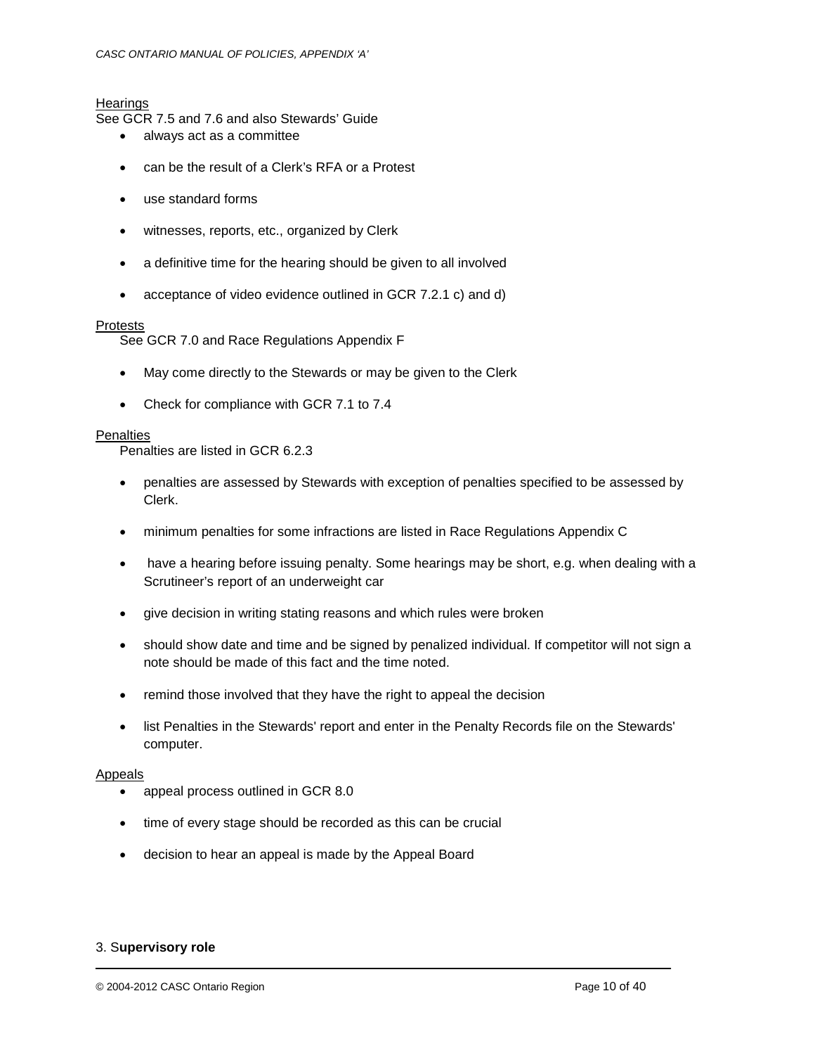Hearings

See GCR 7.5 and 7.6 and also Stewards' Guide

- always act as a committee
- can be the result of a Clerk's RFA or a Protest
- use standard forms
- witnesses, reports, etc., organized by Clerk
- a definitive time for the hearing should be given to all involved
- acceptance of video evidence outlined in GCR 7.2.1 c) and d)

Protests

See GCR 7.0 and Race Regulations Appendix F

- May come directly to the Stewards or may be given to the Clerk
- Check for compliance with GCR 7.1 to 7.4

Penalties

Penalties are listed in GCR 6.2.3

- penalties are assessed by Stewards with exception of penalties specified to be assessed by Clerk.
- minimum penalties for some infractions are listed in Race Regulations Appendix C
- have a hearing before issuing penalty. Some hearings may be short, e.g. when dealing with a Scrutineer's report of an underweight car
- give decision in writing stating reasons and which rules were broken
- should show date and time and be signed by penalized individual. If competitor will not sign a note should be made of this fact and the time noted.
- remind those involved that they have the right to appeal the decision
- list Penalties in the Stewards' report and enter in the Penalty Records file on the Stewards' computer.

Appeals

- appeal process outlined in GCR 8.0
- time of every stage should be recorded as this can be crucial
- decision to hear an appeal is made by the Appeal Board

3. **Supervisory role**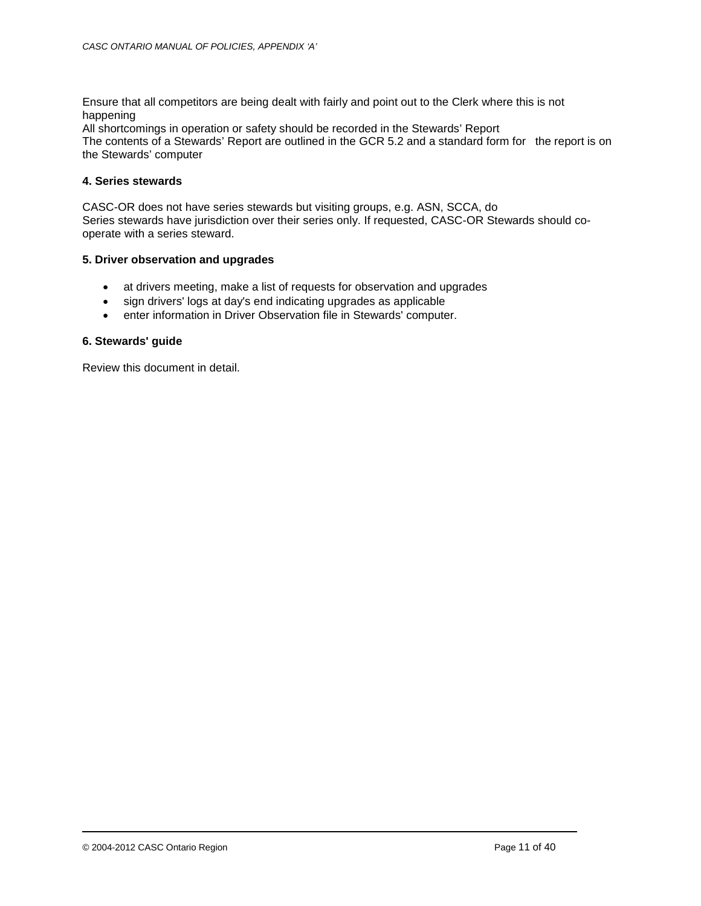Ensure that all competitors are being dealt with fairly and point out to the Clerk where this is not happening
All shortcomings in operation or safety should be recorded in the Stewards' Report
The contents of a Stewards' Report are outlined in the GCR 5.2 and a standard form for the report is on the Stewards' computer

**4. Series stewards**

CASC-OR does not have series stewards but visiting groups, e.g. ASN, SCCA, do
Series stewards have jurisdiction over their series only. If requested, CASC-OR Stewards should co-operate with a series steward.

**5. Driver observation and upgrades**

- at drivers meeting, make a list of requests for observation and upgrades
- sign drivers' logs at day's end indicating upgrades as applicable
- enter information in Driver Observation file in Stewards' computer.

**6. Stewards' guide**

Review this document in detail.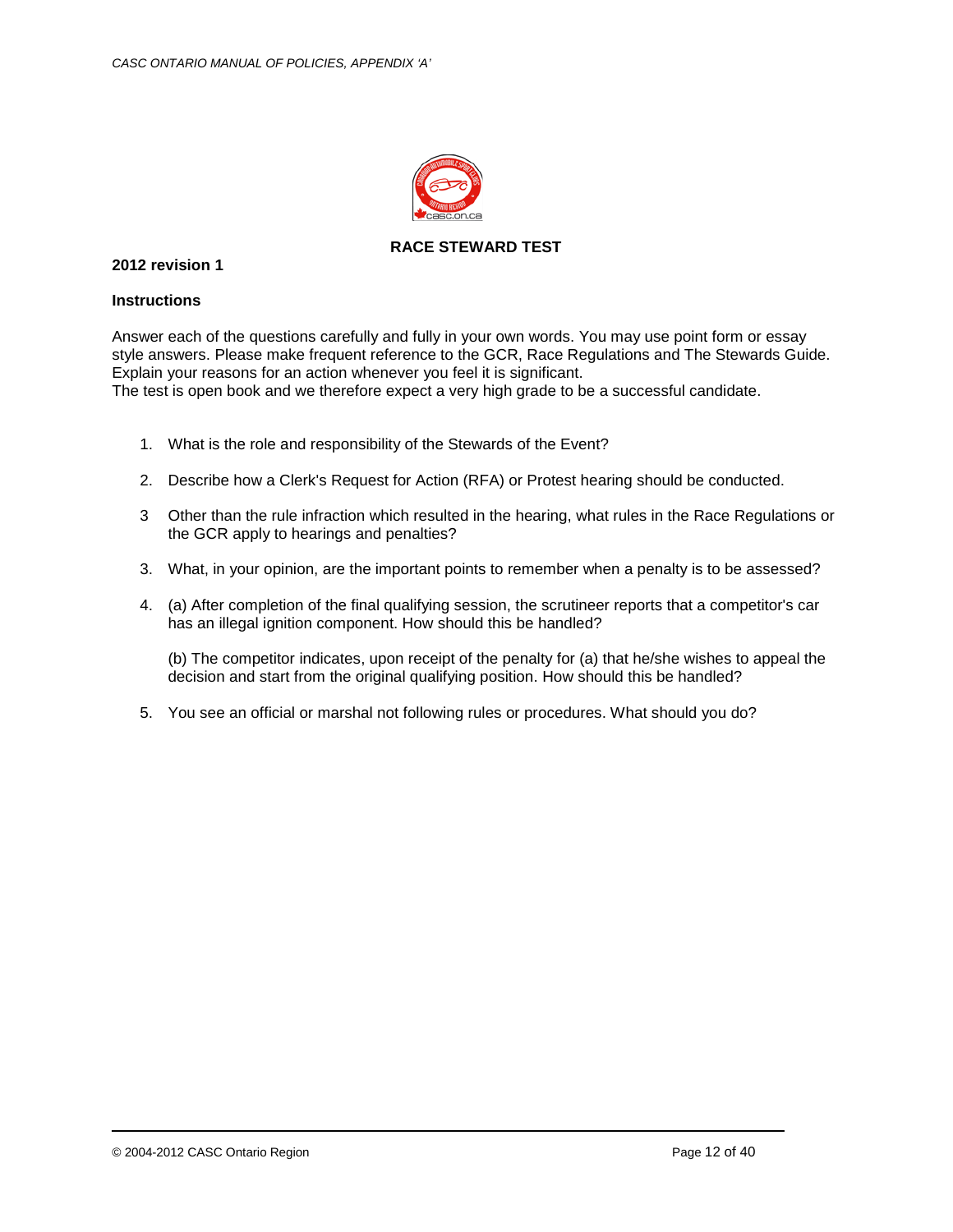## RACE STEWARD TEST

**2012 revision 1**

**Instructions**

Answer each of the questions carefully and fully in your own words. You may use point form or essay style answers. Please make frequent reference to the GCR, Race Regulations and The Stewards Guide. Explain your reasons for an action whenever you feel it is significant.
The test is open book and we therefore expect a very high grade to be a successful candidate.

1. What is the role and responsibility of the Stewards of the Event?

2. Describe how a Clerk's Request for Action (RFA) or Protest hearing should be conducted.

3 Other than the rule infraction which resulted in the hearing, what rules in the Race Regulations or the GCR apply to hearings and penalties?

3. What, in your opinion, are the important points to remember when a penalty is to be assessed?

4. (a) After completion of the final qualifying session, the scrutineer reports that a competitor's car has an illegal ignition component. How should this be handled?

   (b) The competitor indicates, upon receipt of the penalty for (a) that he/she wishes to appeal the decision and start from the original qualifying position. How should this be handled?

5. You see an official or marshal not following rules or procedures. What should you do?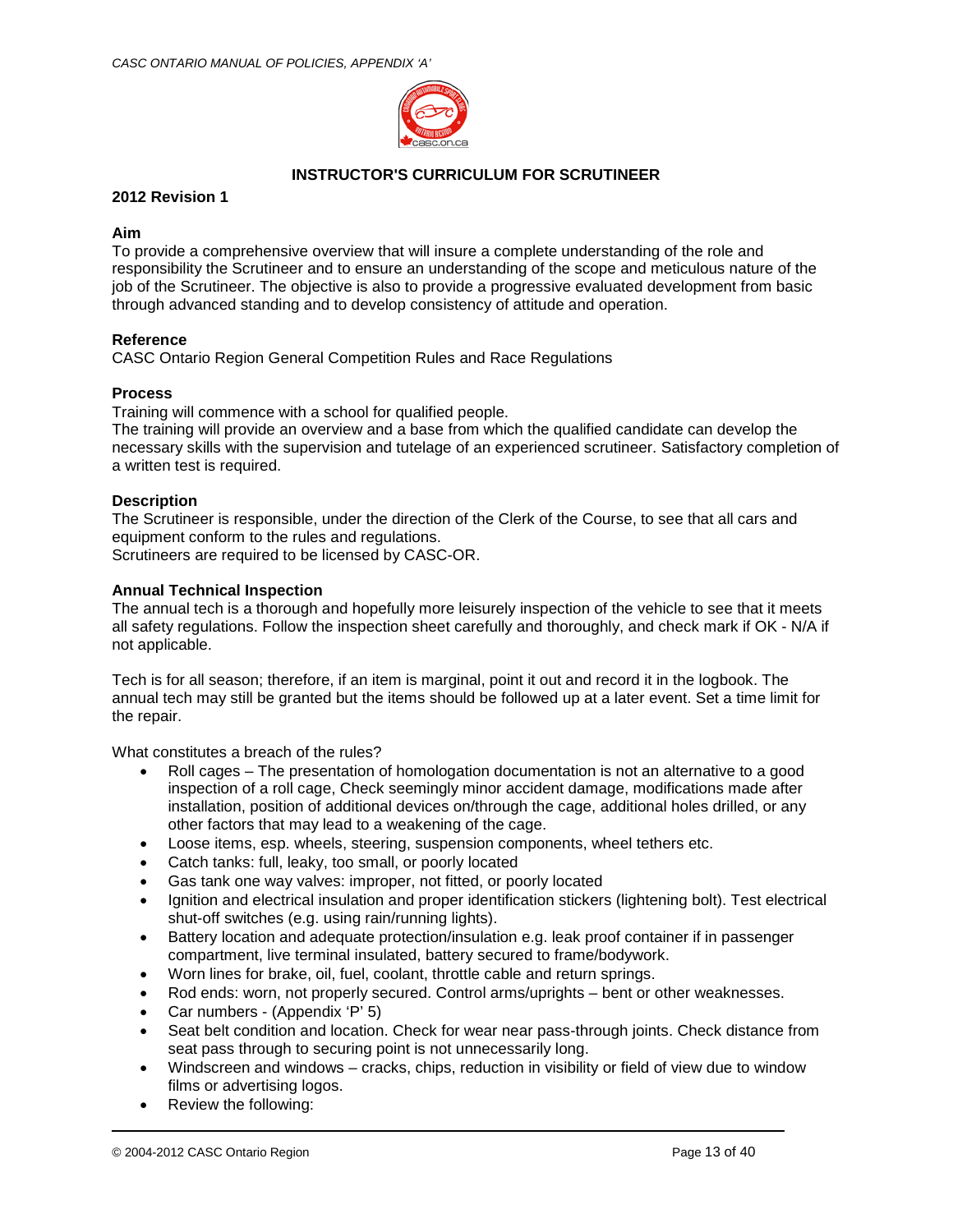## INSTRUCTOR'S CURRICULUM FOR SCRUTINEER

**2012 Revision 1**

**Aim**
To provide a comprehensive overview that will insure a complete understanding of the role and responsibility the Scrutineer and to ensure an understanding of the scope and meticulous nature of the job of the Scrutineer. The objective is also to provide a progressive evaluated development from basic through advanced standing and to develop consistency of attitude and operation.

**Reference**
CASC Ontario Region General Competition Rules and Race Regulations

**Process**
Training will commence with a school for qualified people.
The training will provide an overview and a base from which the qualified candidate can develop the necessary skills with the supervision and tutelage of an experienced scrutineer. Satisfactory completion of a written test is required.

**Description**
The Scrutineer is responsible, under the direction of the Clerk of the Course, to see that all cars and equipment conform to the rules and regulations.
Scrutineers are required to be licensed by CASC-OR.

**Annual Technical Inspection**
The annual tech is a thorough and hopefully more leisurely inspection of the vehicle to see that it meets all safety regulations. Follow the inspection sheet carefully and thoroughly, and check mark if OK - N/A if not applicable.

Tech is for all season; therefore, if an item is marginal, point it out and record it in the logbook. The annual tech may still be granted but the items should be followed up at a later event. Set a time limit for the repair.

What constitutes a breach of the rules?

- Roll cages – The presentation of homologation documentation is not an alternative to a good inspection of a roll cage, Check seemingly minor accident damage, modifications made after installation, position of additional devices on/through the cage, additional holes drilled, or any other factors that may lead to a weakening of the cage.
- Loose items, esp. wheels, steering, suspension components, wheel tethers etc.
- Catch tanks: full, leaky, too small, or poorly located
- Gas tank one way valves: improper, not fitted, or poorly located
- Ignition and electrical insulation and proper identification stickers (lightening bolt). Test electrical shut-off switches (e.g. using rain/running lights).
- Battery location and adequate protection/insulation e.g. leak proof container if in passenger compartment, live terminal insulated, battery secured to frame/bodywork.
- Worn lines for brake, oil, fuel, coolant, throttle cable and return springs.
- Rod ends: worn, not properly secured. Control arms/uprights – bent or other weaknesses.
- Car numbers - (Appendix 'P' 5)
- Seat belt condition and location. Check for wear near pass-through joints. Check distance from seat pass through to securing point is not unnecessarily long.
- Windscreen and windows – cracks, chips, reduction in visibility or field of view due to window films or advertising logos.
- Review the following: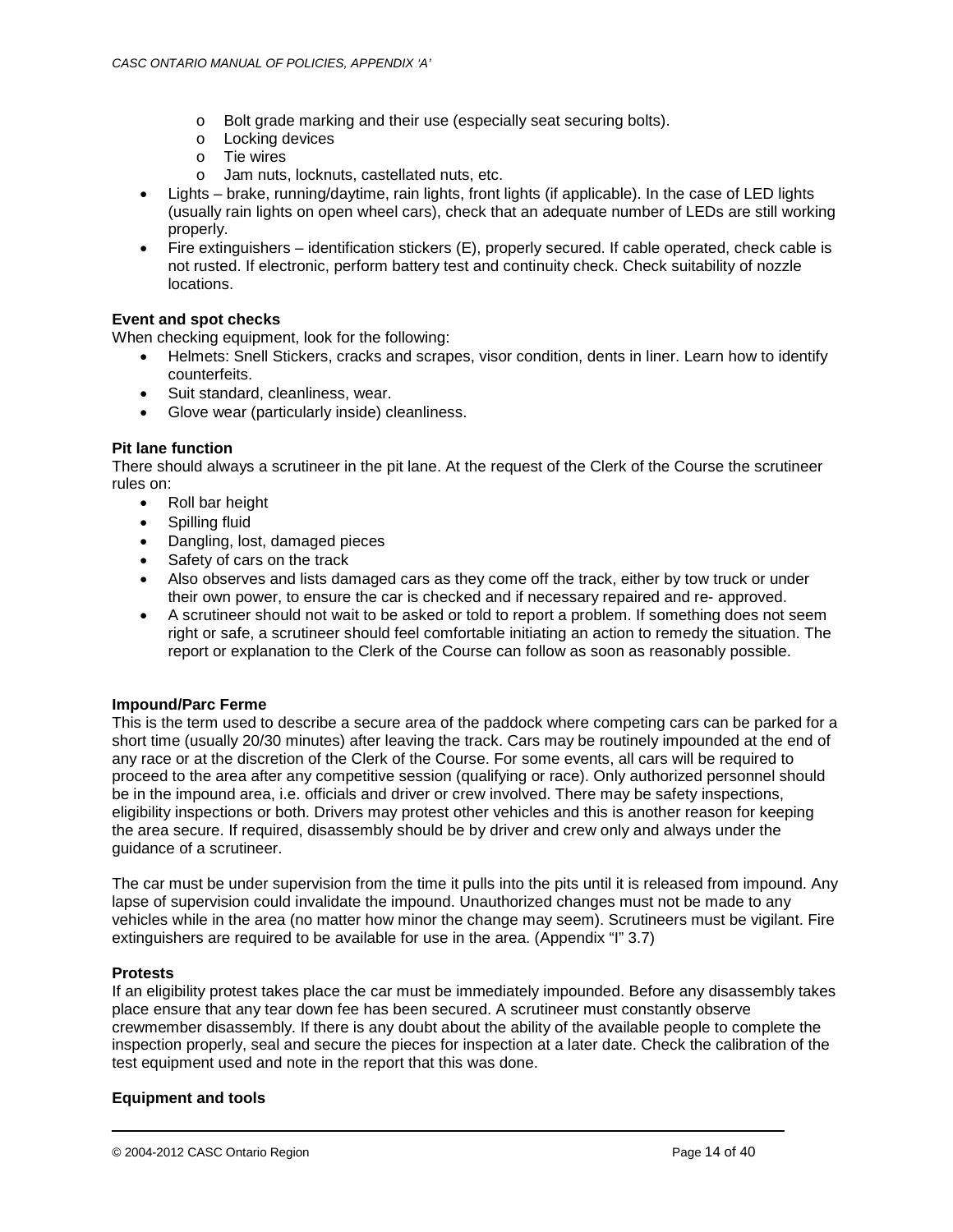- Bolt grade marking and their use (especially seat securing bolts).
  - Locking devices
  - Tie wires
  - Jam nuts, locknuts, castellated nuts, etc.
- Lights – brake, running/daytime, rain lights, front lights (if applicable). In the case of LED lights (usually rain lights on open wheel cars), check that an adequate number of LEDs are still working properly.
- Fire extinguishers – identification stickers (E), properly secured. If cable operated, check cable is not rusted. If electronic, perform battery test and continuity check. Check suitability of nozzle locations.

**Event and spot checks**

When checking equipment, look for the following:

- Helmets: Snell Stickers, cracks and scrapes, visor condition, dents in liner. Learn how to identify counterfeits.
- Suit standard, cleanliness, wear.
- Glove wear (particularly inside) cleanliness.

**Pit lane function**

There should always a scrutineer in the pit lane. At the request of the Clerk of the Course the scrutineer rules on:

- Roll bar height
- Spilling fluid
- Dangling, lost, damaged pieces
- Safety of cars on the track
- Also observes and lists damaged cars as they come off the track, either by tow truck or under their own power, to ensure the car is checked and if necessary repaired and re- approved.
- A scrutineer should not wait to be asked or told to report a problem. If something does not seem right or safe, a scrutineer should feel comfortable initiating an action to remedy the situation. The report or explanation to the Clerk of the Course can follow as soon as reasonably possible.

**Impound/Parc Ferme**

This is the term used to describe a secure area of the paddock where competing cars can be parked for a short time (usually 20/30 minutes) after leaving the track. Cars may be routinely impounded at the end of any race or at the discretion of the Clerk of the Course. For some events, all cars will be required to proceed to the area after any competitive session (qualifying or race). Only authorized personnel should be in the impound area, i.e. officials and driver or crew involved. There may be safety inspections, eligibility inspections or both. Drivers may protest other vehicles and this is another reason for keeping the area secure. If required, disassembly should be by driver and crew only and always under the guidance of a scrutineer.

The car must be under supervision from the time it pulls into the pits until it is released from impound. Any lapse of supervision could invalidate the impound. Unauthorized changes must not be made to any vehicles while in the area (no matter how minor the change may seem). Scrutineers must be vigilant. Fire extinguishers are required to be available for use in the area. (Appendix "I" 3.7)

**Protests**

If an eligibility protest takes place the car must be immediately impounded. Before any disassembly takes place ensure that any tear down fee has been secured. A scrutineer must constantly observe crewmember disassembly. If there is any doubt about the ability of the available people to complete the inspection properly, seal and secure the pieces for inspection at a later date. Check the calibration of the test equipment used and note in the report that this was done.

**Equipment and tools**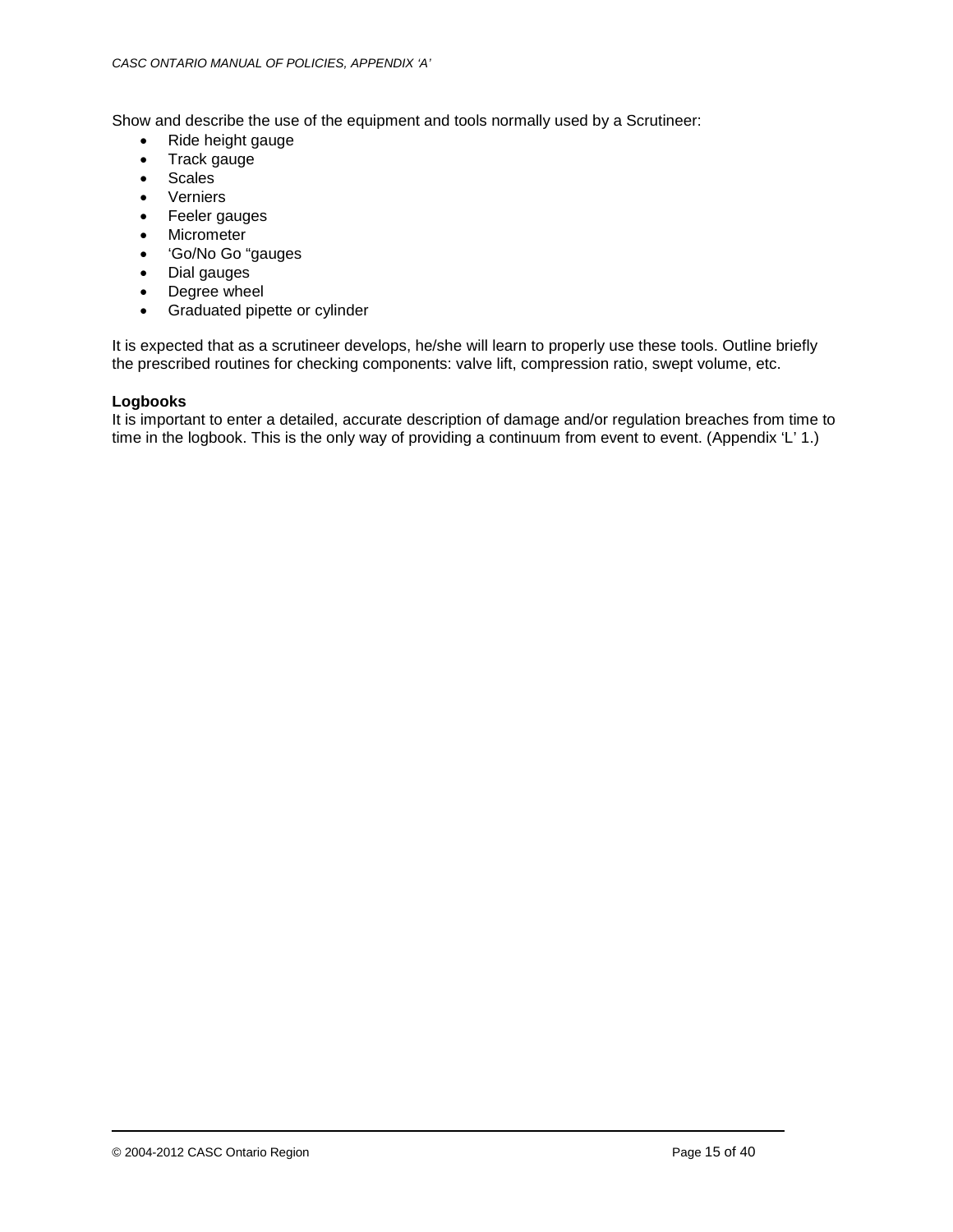Show and describe the use of the equipment and tools normally used by a Scrutineer:

- Ride height gauge
- Track gauge
- Scales
- Verniers
- Feeler gauges
- Micrometer
- 'Go/No Go "gauges
- Dial gauges
- Degree wheel
- Graduated pipette or cylinder

It is expected that as a scrutineer develops, he/she will learn to properly use these tools. Outline briefly the prescribed routines for checking components: valve lift, compression ratio, swept volume, etc.

**Logbooks**

It is important to enter a detailed, accurate description of damage and/or regulation breaches from time to time in the logbook. This is the only way of providing a continuum from event to event. (Appendix 'L' 1.)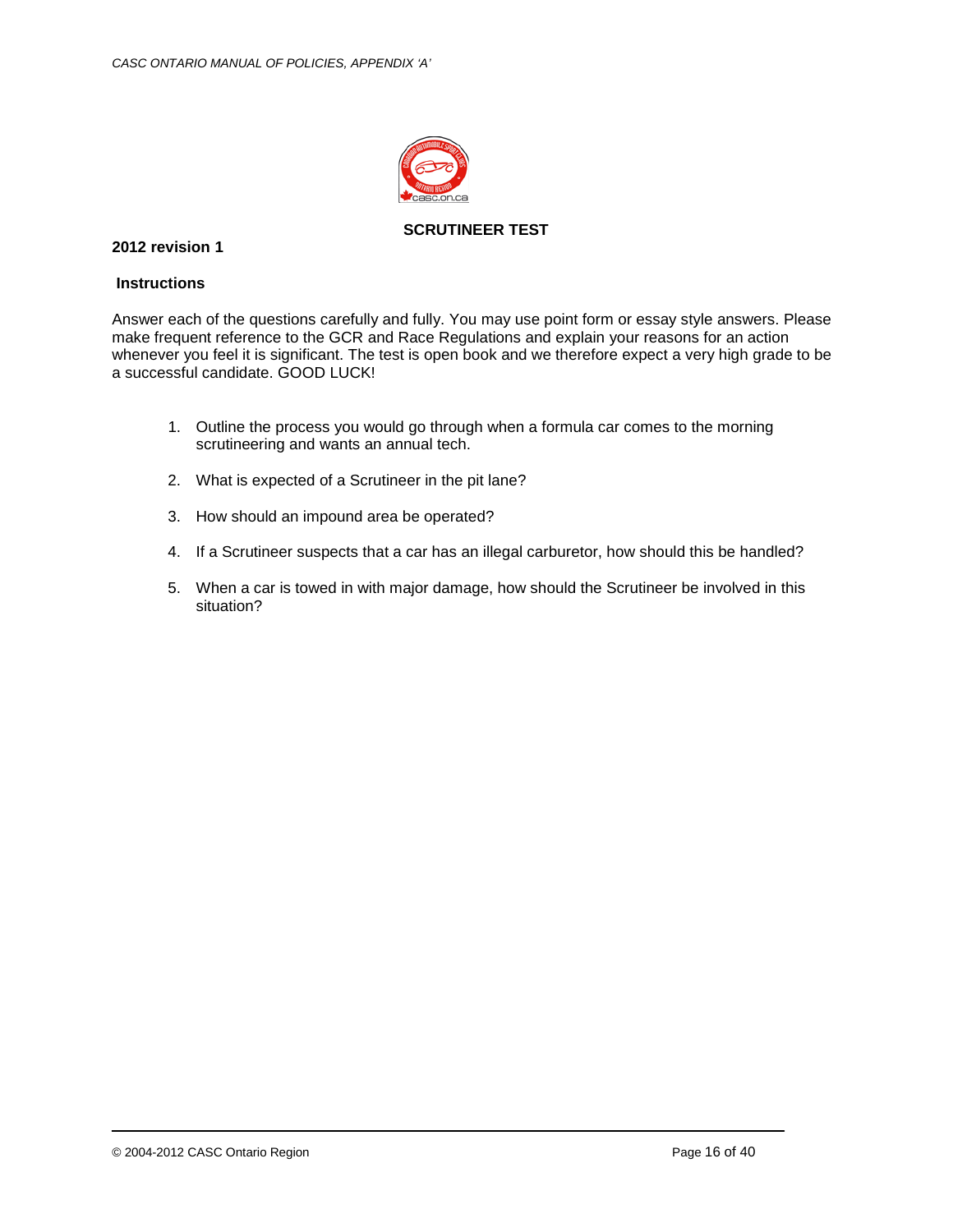# SCRUTINEER TEST

**2012 revision 1**

**Instructions**

Answer each of the questions carefully and fully. You may use point form or essay style answers. Please make frequent reference to the GCR and Race Regulations and explain your reasons for an action whenever you feel it is significant. The test is open book and we therefore expect a very high grade to be a successful candidate. GOOD LUCK!

1. Outline the process you would go through when a formula car comes to the morning scrutineering and wants an annual tech.
2. What is expected of a Scrutineer in the pit lane?
3. How should an impound area be operated?
4. If a Scrutineer suspects that a car has an illegal carburetor, how should this be handled?
5. When a car is towed in with major damage, how should the Scrutineer be involved in this situation?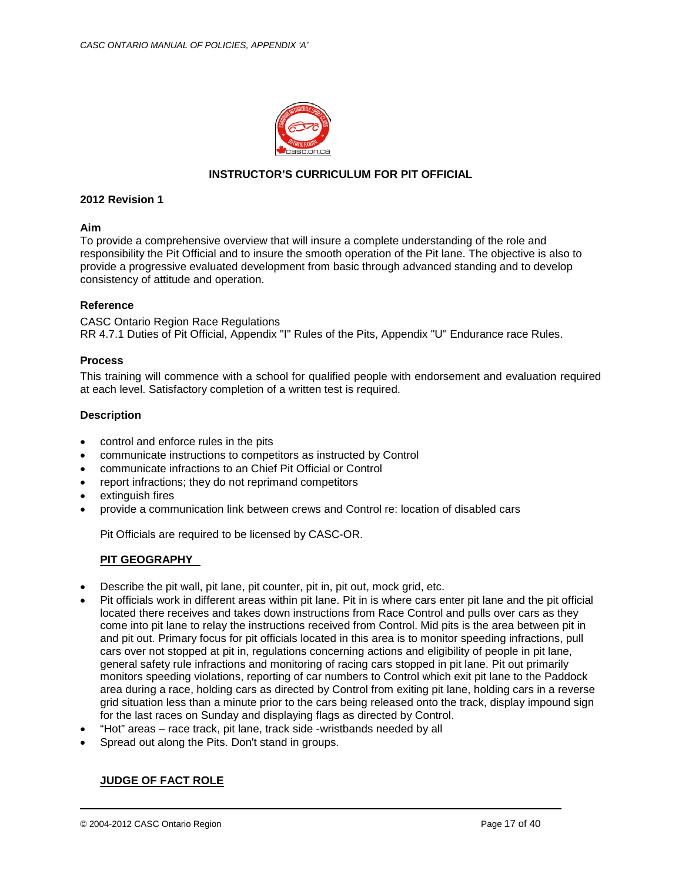# INSTRUCTOR'S CURRICULUM FOR PIT OFFICIAL

**2012 Revision 1**

**Aim**

To provide a comprehensive overview that will insure a complete understanding of the role and responsibility the Pit Official and to insure the smooth operation of the Pit lane. The objective is also to provide a progressive evaluated development from basic through advanced standing and to develop consistency of attitude and operation.

**Reference**

CASC Ontario Region Race Regulations
RR 4.7.1 Duties of Pit Official, Appendix "I" Rules of the Pits, Appendix "U" Endurance race Rules.

**Process**

This training will commence with a school for qualified people with endorsement and evaluation required at each level. Satisfactory completion of a written test is required.

**Description**

- control and enforce rules in the pits
- communicate instructions to competitors as instructed by Control
- communicate infractions to an Chief Pit Official or Control
- report infractions; they do not reprimand competitors
- extinguish fires
- provide a communication link between crews and Control re: location of disabled cars

Pit Officials are required to be licensed by CASC-OR.

**PIT GEOGRAPHY**

- Describe the pit wall, pit lane, pit counter, pit in, pit out, mock grid, etc.
- Pit officials work in different areas within pit lane. Pit in is where cars enter pit lane and the pit official located there receives and takes down instructions from Race Control and pulls over cars as they come into pit lane to relay the instructions received from Control. Mid pits is the area between pit in and pit out. Primary focus for pit officials located in this area is to monitor speeding infractions, pull cars over not stopped at pit in, regulations concerning actions and eligibility of people in pit lane, general safety rule infractions and monitoring of racing cars stopped in pit lane. Pit out primarily monitors speeding violations, reporting of car numbers to Control which exit pit lane to the Paddock area during a race, holding cars as directed by Control from exiting pit lane, holding cars in a reverse grid situation less than a minute prior to the cars being released onto the track, display impound sign for the last races on Sunday and displaying flags as directed by Control.
- "Hot" areas – race track, pit lane, track side -wristbands needed by all
- Spread out along the Pits. Don't stand in groups.

**JUDGE OF FACT ROLE**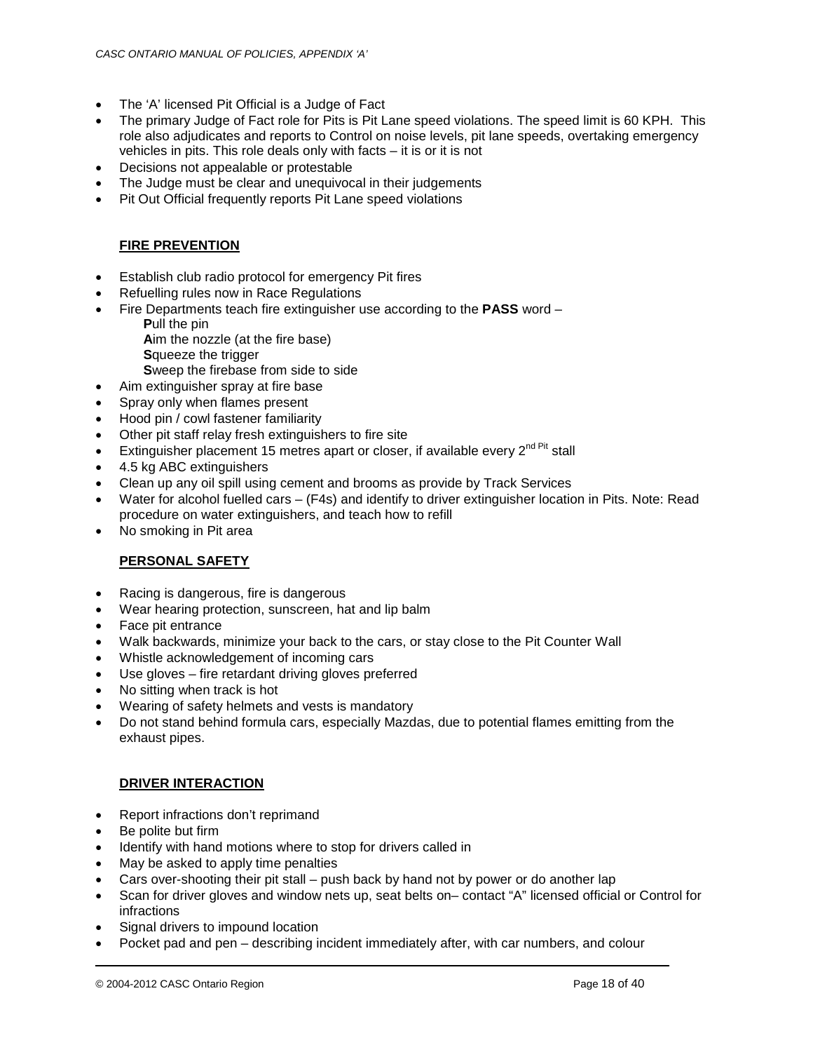- The 'A' licensed Pit Official is a Judge of Fact
- The primary Judge of Fact role for Pits is Pit Lane speed violations. The speed limit is 60 KPH. This role also adjudicates and reports to Control on noise levels, pit lane speeds, overtaking emergency vehicles in pits. This role deals only with facts – it is or it is not
- Decisions not appealable or protestable
- The Judge must be clear and unequivocal in their judgements
- Pit Out Official frequently reports Pit Lane speed violations

**FIRE PREVENTION**

- Establish club radio protocol for emergency Pit fires
- Refuelling rules now in Race Regulations
- Fire Departments teach fire extinguisher use according to the **PASS** word –
  **P**ull the pin
  **A**im the nozzle (at the fire base)
  **S**queeze the trigger
  **S**weep the firebase from side to side
- Aim extinguisher spray at fire base
- Spray only when flames present
- Hood pin / cowl fastener familiarity
- Other pit staff relay fresh extinguishers to fire site
- Extinguisher placement 15 metres apart or closer, if available every 2nd Pit stall
- 4.5 kg ABC extinguishers
- Clean up any oil spill using cement and brooms as provide by Track Services
- Water for alcohol fuelled cars – (F4s) and identify to driver extinguisher location in Pits. Note: Read procedure on water extinguishers, and teach how to refill
- No smoking in Pit area

**PERSONAL SAFETY**

- Racing is dangerous, fire is dangerous
- Wear hearing protection, sunscreen, hat and lip balm
- Face pit entrance
- Walk backwards, minimize your back to the cars, or stay close to the Pit Counter Wall
- Whistle acknowledgement of incoming cars
- Use gloves – fire retardant driving gloves preferred
- No sitting when track is hot
- Wearing of safety helmets and vests is mandatory
- Do not stand behind formula cars, especially Mazdas, due to potential flames emitting from the exhaust pipes.

**DRIVER INTERACTION**

- Report infractions don't reprimand
- Be polite but firm
- Identify with hand motions where to stop for drivers called in
- May be asked to apply time penalties
- Cars over-shooting their pit stall – push back by hand not by power or do another lap
- Scan for driver gloves and window nets up, seat belts on– contact "A" licensed official or Control for infractions
- Signal drivers to impound location
- Pocket pad and pen – describing incident immediately after, with car numbers, and colour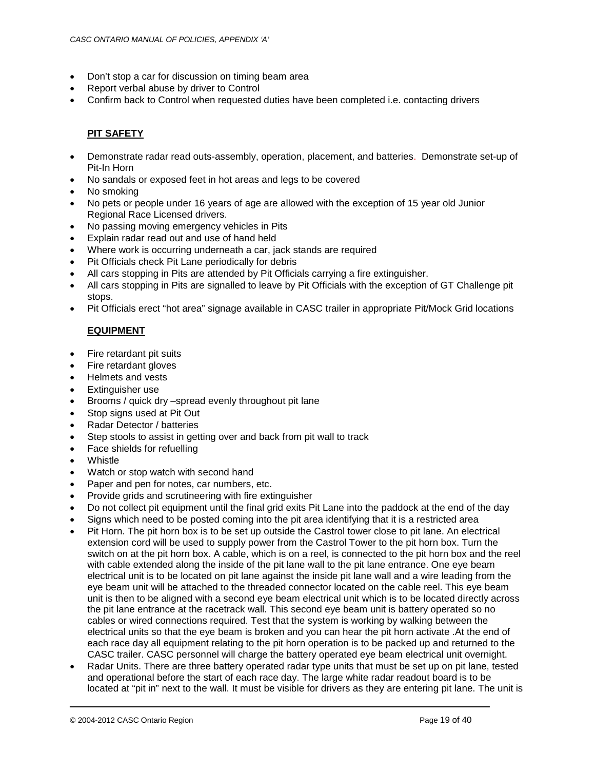- Don't stop a car for discussion on timing beam area
- Report verbal abuse by driver to Control
- Confirm back to Control when requested duties have been completed i.e. contacting drivers

## PIT SAFETY

- Demonstrate radar read outs-assembly, operation, placement, and batteries. Demonstrate set-up of Pit-In Horn
- No sandals or exposed feet in hot areas and legs to be covered
- No smoking
- No pets or people under 16 years of age are allowed with the exception of 15 year old Junior Regional Race Licensed drivers.
- No passing moving emergency vehicles in Pits
- Explain radar read out and use of hand held
- Where work is occurring underneath a car, jack stands are required
- Pit Officials check Pit Lane periodically for debris
- All cars stopping in Pits are attended by Pit Officials carrying a fire extinguisher.
- All cars stopping in Pits are signalled to leave by Pit Officials with the exception of GT Challenge pit stops.
- Pit Officials erect "hot area" signage available in CASC trailer in appropriate Pit/Mock Grid locations

## EQUIPMENT

- Fire retardant pit suits
- Fire retardant gloves
- Helmets and vests
- Extinguisher use
- Brooms / quick dry –spread evenly throughout pit lane
- Stop signs used at Pit Out
- Radar Detector / batteries
- Step stools to assist in getting over and back from pit wall to track
- Face shields for refuelling
- Whistle
- Watch or stop watch with second hand
- Paper and pen for notes, car numbers, etc.
- Provide grids and scrutineering with fire extinguisher
- Do not collect pit equipment until the final grid exits Pit Lane into the paddock at the end of the day
- Signs which need to be posted coming into the pit area identifying that it is a restricted area
- Pit Horn. The pit horn box is to be set up outside the Castrol tower close to pit lane. An electrical extension cord will be used to supply power from the Castrol Tower to the pit horn box. Turn the switch on at the pit horn box. A cable, which is on a reel, is connected to the pit horn box and the reel with cable extended along the inside of the pit lane wall to the pit lane entrance. One eye beam electrical unit is to be located on pit lane against the inside pit lane wall and a wire leading from the eye beam unit will be attached to the threaded connector located on the cable reel. This eye beam unit is then to be aligned with a second eye beam electrical unit which is to be located directly across the pit lane entrance at the racetrack wall. This second eye beam unit is battery operated so no cables or wired connections required. Test that the system is working by walking between the electrical units so that the eye beam is broken and you can hear the pit horn activate .At the end of each race day all equipment relating to the pit horn operation is to be packed up and returned to the CASC trailer. CASC personnel will charge the battery operated eye beam electrical unit overnight.
- Radar Units. There are three battery operated radar type units that must be set up on pit lane, tested and operational before the start of each race day. The large white radar readout board is to be located at "pit in" next to the wall. It must be visible for drivers as they are entering pit lane. The unit is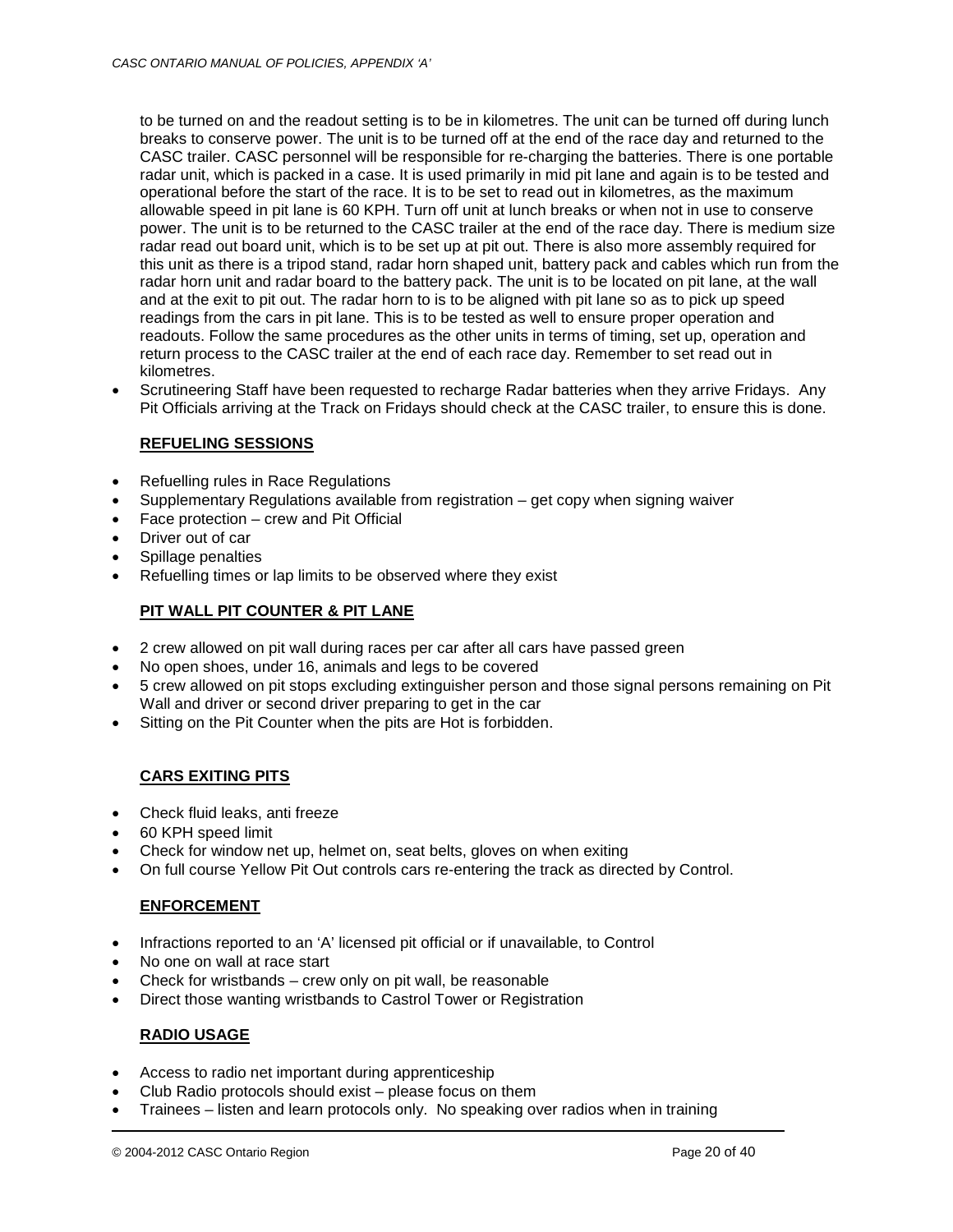to be turned on and the readout setting is to be in kilometres. The unit can be turned off during lunch breaks to conserve power. The unit is to be turned off at the end of the race day and returned to the CASC trailer. CASC personnel will be responsible for re-charging the batteries. There is one portable radar unit, which is packed in a case. It is used primarily in mid pit lane and again is to be tested and operational before the start of the race. It is to be set to read out in kilometres, as the maximum allowable speed in pit lane is 60 KPH. Turn off unit at lunch breaks or when not in use to conserve power. The unit is to be returned to the CASC trailer at the end of the race day. There is medium size radar read out board unit, which is to be set up at pit out. There is also more assembly required for this unit as there is a tripod stand, radar horn shaped unit, battery pack and cables which run from the radar horn unit and radar board to the battery pack. The unit is to be located on pit lane, at the wall and at the exit to pit out. The radar horn to is to be aligned with pit lane so as to pick up speed readings from the cars in pit lane. This is to be tested as well to ensure proper operation and readouts. Follow the same procedures as the other units in terms of timing, set up, operation and return process to the CASC trailer at the end of each race day. Remember to set read out in kilometres.

- Scrutineering Staff have been requested to recharge Radar batteries when they arrive Fridays. Any Pit Officials arriving at the Track on Fridays should check at the CASC trailer, to ensure this is done.

## REFUELING SESSIONS

- Refuelling rules in Race Regulations
- Supplementary Regulations available from registration – get copy when signing waiver
- Face protection – crew and Pit Official
- Driver out of car
- Spillage penalties
- Refuelling times or lap limits to be observed where they exist

## PIT WALL PIT COUNTER & PIT LANE

- 2 crew allowed on pit wall during races per car after all cars have passed green
- No open shoes, under 16, animals and legs to be covered
- 5 crew allowed on pit stops excluding extinguisher person and those signal persons remaining on Pit Wall and driver or second driver preparing to get in the car
- Sitting on the Pit Counter when the pits are Hot is forbidden.

## CARS EXITING PITS

- Check fluid leaks, anti freeze
- 60 KPH speed limit
- Check for window net up, helmet on, seat belts, gloves on when exiting
- On full course Yellow Pit Out controls cars re-entering the track as directed by Control.

## ENFORCEMENT

- Infractions reported to an 'A' licensed pit official or if unavailable, to Control
- No one on wall at race start
- Check for wristbands – crew only on pit wall, be reasonable
- Direct those wanting wristbands to Castrol Tower or Registration

## RADIO USAGE

- Access to radio net important during apprenticeship
- Club Radio protocols should exist – please focus on them
- Trainees – listen and learn protocols only. No speaking over radios when in training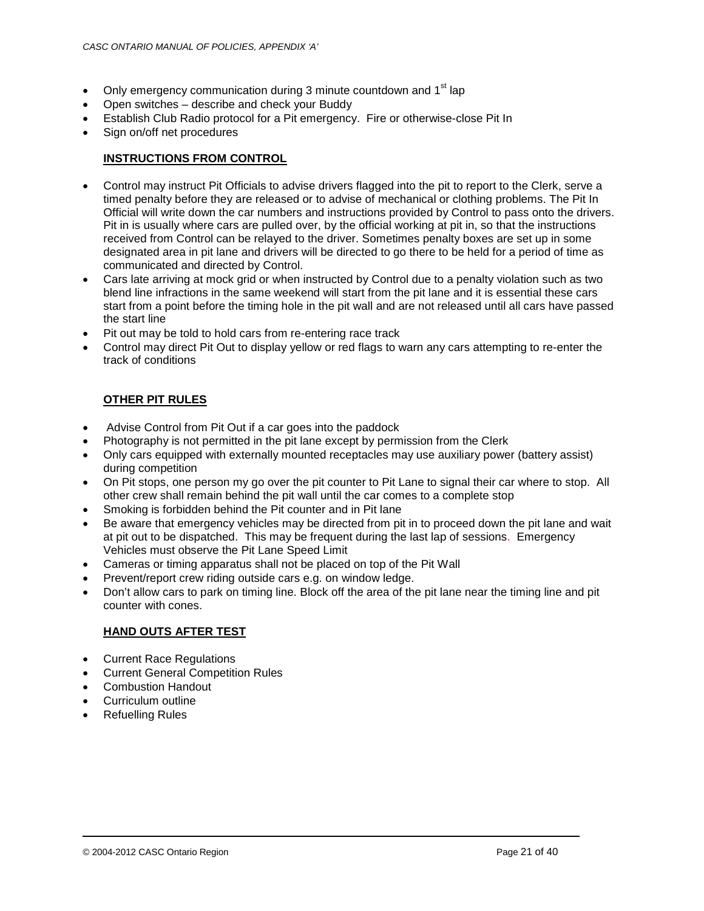- Only emergency communication during 3 minute countdown and 1st lap
- Open switches – describe and check your Buddy
- Establish Club Radio protocol for a Pit emergency. Fire or otherwise-close Pit In
- Sign on/off net procedures

**INSTRUCTIONS FROM CONTROL**

- Control may instruct Pit Officials to advise drivers flagged into the pit to report to the Clerk, serve a timed penalty before they are released or to advise of mechanical or clothing problems. The Pit In Official will write down the car numbers and instructions provided by Control to pass onto the drivers. Pit in is usually where cars are pulled over, by the official working at pit in, so that the instructions received from Control can be relayed to the driver. Sometimes penalty boxes are set up in some designated area in pit lane and drivers will be directed to go there to be held for a period of time as communicated and directed by Control.
- Cars late arriving at mock grid or when instructed by Control due to a penalty violation such as two blend line infractions in the same weekend will start from the pit lane and it is essential these cars start from a point before the timing hole in the pit wall and are not released until all cars have passed the start line
- Pit out may be told to hold cars from re-entering race track
- Control may direct Pit Out to display yellow or red flags to warn any cars attempting to re-enter the track of conditions

**OTHER PIT RULES**

- Advise Control from Pit Out if a car goes into the paddock
- Photography is not permitted in the pit lane except by permission from the Clerk
- Only cars equipped with externally mounted receptacles may use auxiliary power (battery assist) during competition
- On Pit stops, one person my go over the pit counter to Pit Lane to signal their car where to stop. All other crew shall remain behind the pit wall until the car comes to a complete stop
- Smoking is forbidden behind the Pit counter and in Pit lane
- Be aware that emergency vehicles may be directed from pit in to proceed down the pit lane and wait at pit out to be dispatched. This may be frequent during the last lap of sessions. Emergency Vehicles must observe the Pit Lane Speed Limit
- Cameras or timing apparatus shall not be placed on top of the Pit Wall
- Prevent/report crew riding outside cars e.g. on window ledge.
- Don't allow cars to park on timing line. Block off the area of the pit lane near the timing line and pit counter with cones.

**HAND OUTS AFTER TEST**

- Current Race Regulations
- Current General Competition Rules
- Combustion Handout
- Curriculum outline
- Refuelling Rules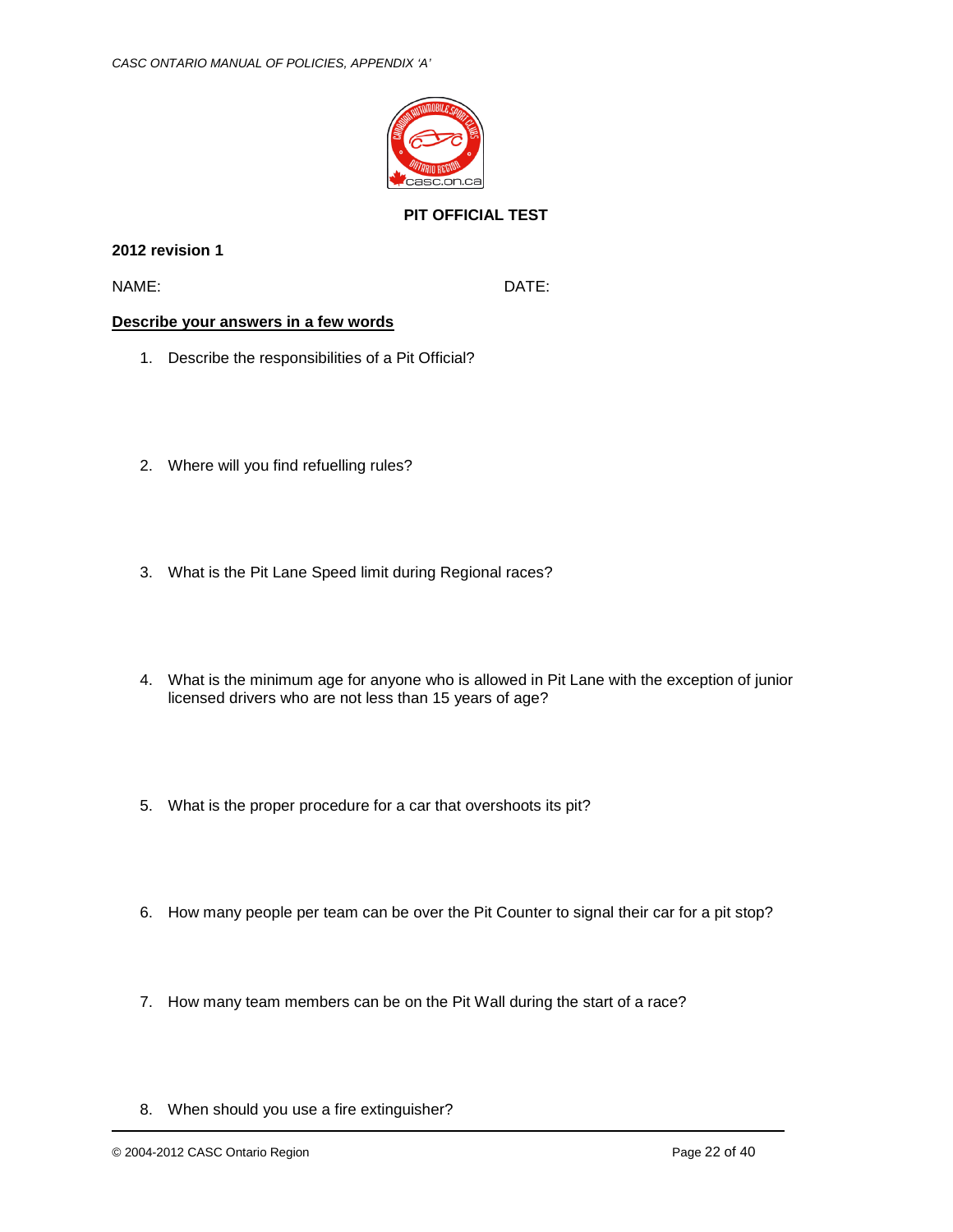# PIT OFFICIAL TEST

**2012 revision 1**

NAME: DATE:

**Describe your answers in a few words**

1. Describe the responsibilities of a Pit Official?

2. Where will you find refuelling rules?

3. What is the Pit Lane Speed limit during Regional races?

4. What is the minimum age for anyone who is allowed in Pit Lane with the exception of junior licensed drivers who are not less than 15 years of age?

5. What is the proper procedure for a car that overshoots its pit?

6. How many people per team can be over the Pit Counter to signal their car for a pit stop?

7. How many team members can be on the Pit Wall during the start of a race?

8. When should you use a fire extinguisher?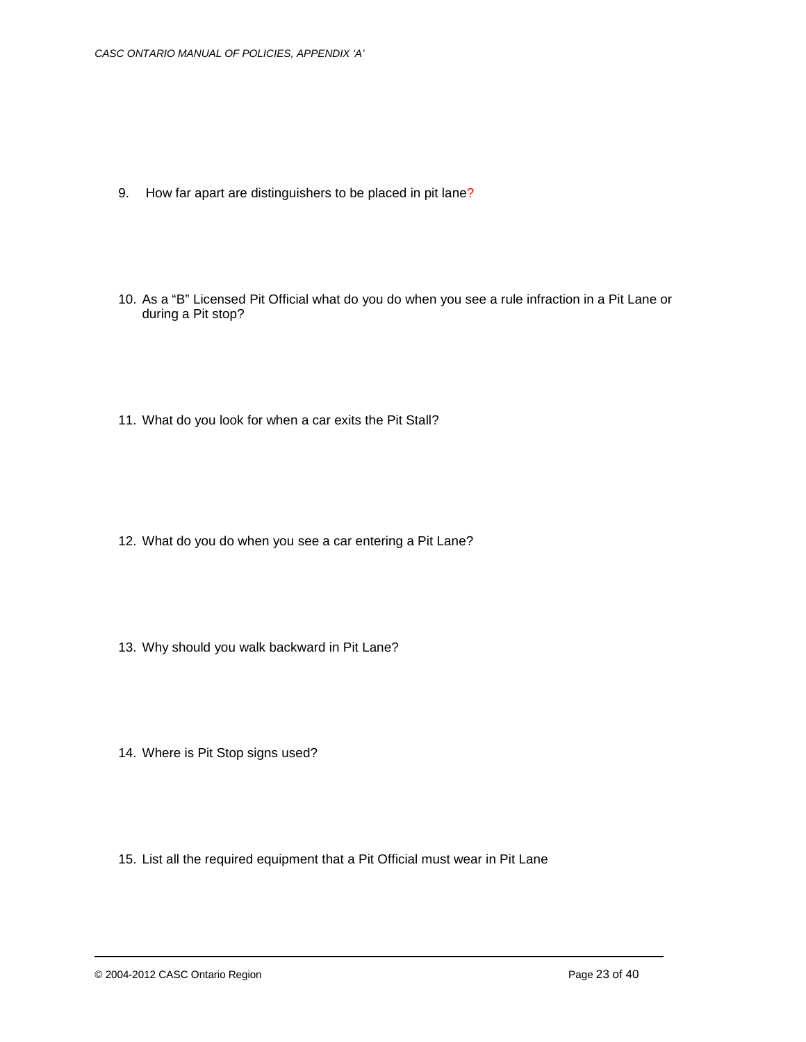9. How far apart are distinguishers to be placed in pit lane?

10. As a “B” Licensed Pit Official what do you do when you see a rule infraction in a Pit Lane or during a Pit stop?

11. What do you look for when a car exits the Pit Stall?

12. What do you do when you see a car entering a Pit Lane?

13. Why should you walk backward in Pit Lane?

14. Where is Pit Stop signs used?

15. List all the required equipment that a Pit Official must wear in Pit Lane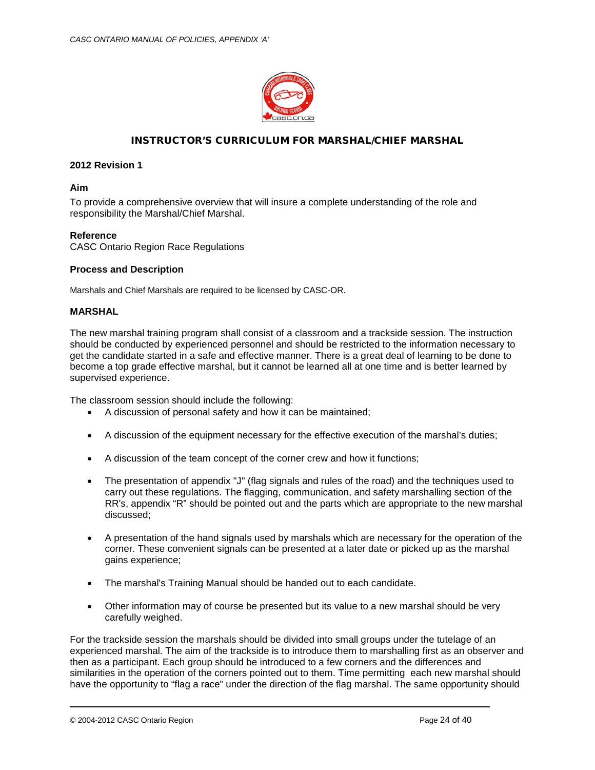# INSTRUCTOR'S CURRICULUM FOR MARSHAL/CHIEF MARSHAL

**2012 Revision 1**

**Aim**

To provide a comprehensive overview that will insure a complete understanding of the role and responsibility the Marshal/Chief Marshal.

**Reference**

CASC Ontario Region Race Regulations

**Process and Description**

Marshals and Chief Marshals are required to be licensed by CASC-OR.

**MARSHAL**

The new marshal training program shall consist of a classroom and a trackside session. The instruction should be conducted by experienced personnel and should be restricted to the information necessary to get the candidate started in a safe and effective manner. There is a great deal of learning to be done to become a top grade effective marshal, but it cannot be learned all at one time and is better learned by supervised experience.

The classroom session should include the following:

- A discussion of personal safety and how it can be maintained;
- A discussion of the equipment necessary for the effective execution of the marshal's duties;
- A discussion of the team concept of the corner crew and how it functions;
- The presentation of appendix "J" (flag signals and rules of the road) and the techniques used to carry out these regulations. The flagging, communication, and safety marshalling section of the RR's, appendix "R" should be pointed out and the parts which are appropriate to the new marshal discussed;
- A presentation of the hand signals used by marshals which are necessary for the operation of the corner. These convenient signals can be presented at a later date or picked up as the marshal gains experience;
- The marshal's Training Manual should be handed out to each candidate.
- Other information may of course be presented but its value to a new marshal should be very carefully weighed.

For the trackside session the marshals should be divided into small groups under the tutelage of an experienced marshal. The aim of the trackside is to introduce them to marshalling first as an observer and then as a participant. Each group should be introduced to a few corners and the differences and similarities in the operation of the corners pointed out to them. Time permitting each new marshal should have the opportunity to "flag a race" under the direction of the flag marshal. The same opportunity should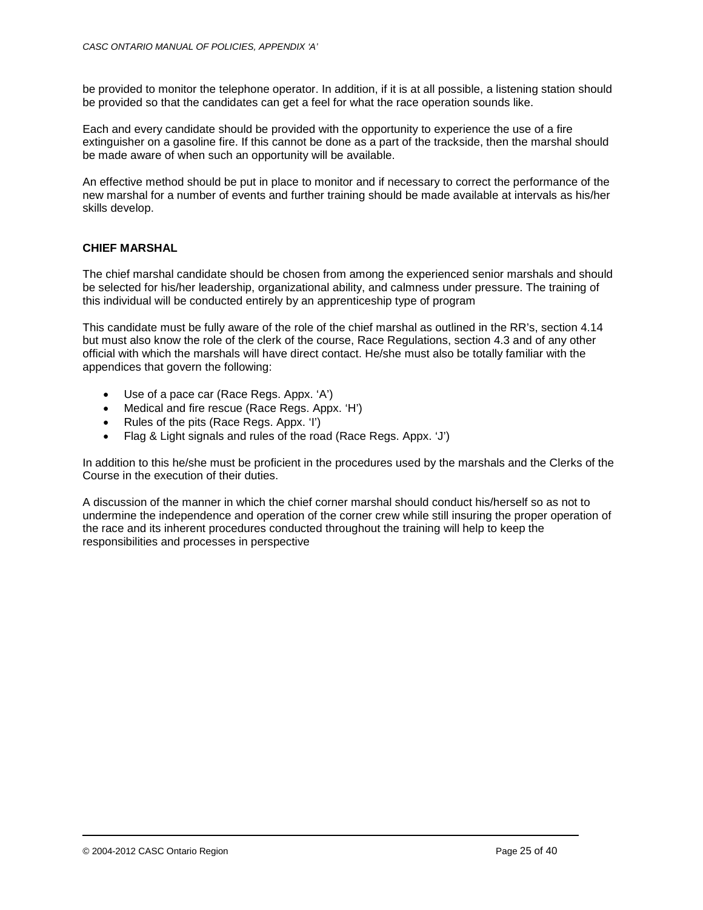be provided to monitor the telephone operator. In addition, if it is at all possible, a listening station should be provided so that the candidates can get a feel for what the race operation sounds like.

Each and every candidate should be provided with the opportunity to experience the use of a fire extinguisher on a gasoline fire. If this cannot be done as a part of the trackside, then the marshal should be made aware of when such an opportunity will be available.

An effective method should be put in place to monitor and if necessary to correct the performance of the new marshal for a number of events and further training should be made available at intervals as his/her skills develop.

**CHIEF MARSHAL**

The chief marshal candidate should be chosen from among the experienced senior marshals and should be selected for his/her leadership, organizational ability, and calmness under pressure. The training of this individual will be conducted entirely by an apprenticeship type of program

This candidate must be fully aware of the role of the chief marshal as outlined in the RR's, section 4.14 but must also know the role of the clerk of the course, Race Regulations, section 4.3 and of any other official with which the marshals will have direct contact. He/she must also be totally familiar with the appendices that govern the following:

- Use of a pace car (Race Regs. Appx. 'A')
- Medical and fire rescue (Race Regs. Appx. 'H')
- Rules of the pits (Race Regs. Appx. 'I')
- Flag & Light signals and rules of the road (Race Regs. Appx. 'J')

In addition to this he/she must be proficient in the procedures used by the marshals and the Clerks of the Course in the execution of their duties.

A discussion of the manner in which the chief corner marshal should conduct his/herself so as not to undermine the independence and operation of the corner crew while still insuring the proper operation of the race and its inherent procedures conducted throughout the training will help to keep the responsibilities and processes in perspective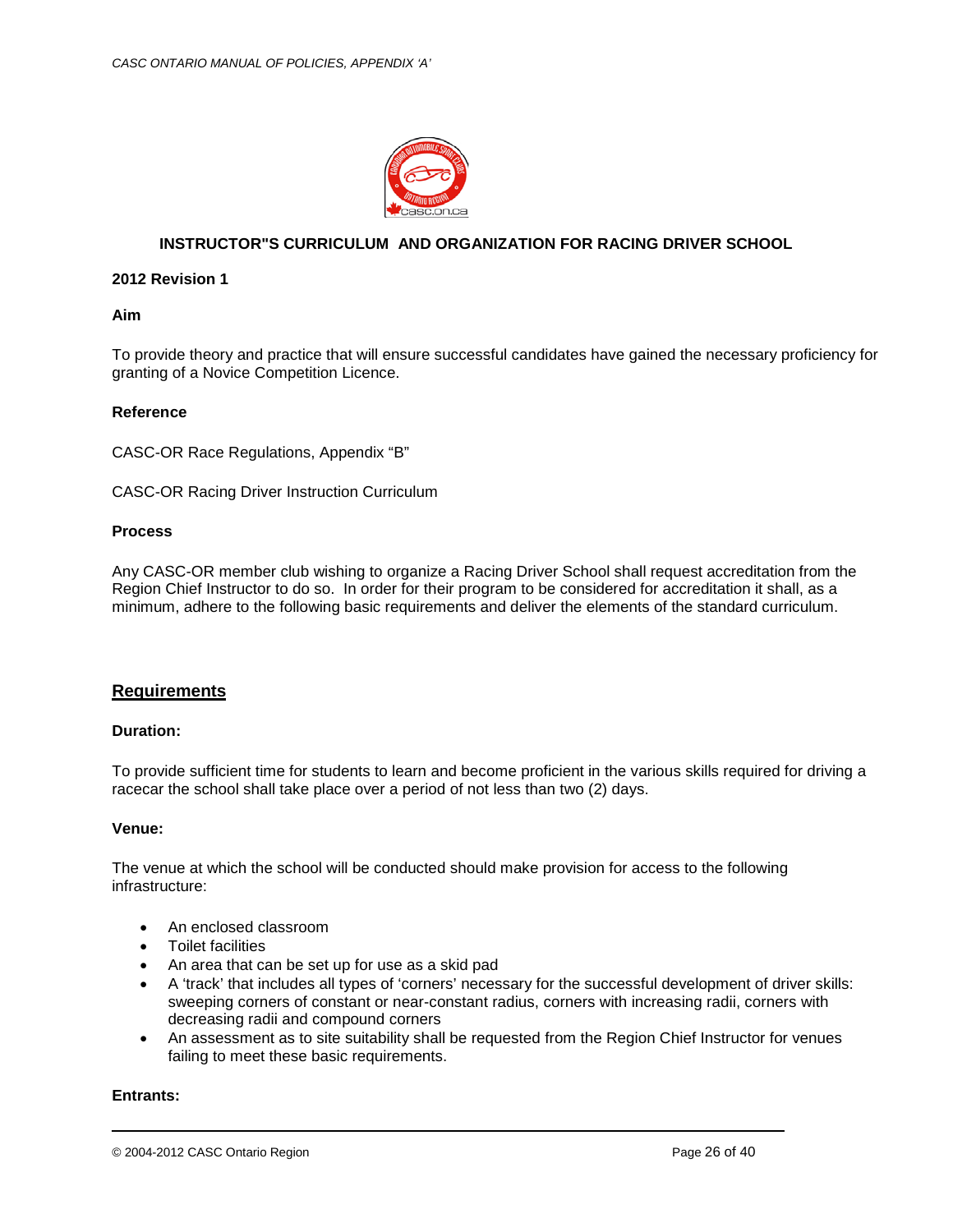## INSTRUCTOR"S CURRICULUM AND ORGANIZATION FOR RACING DRIVER SCHOOL

**2012 Revision 1**

**Aim**

To provide theory and practice that will ensure successful candidates have gained the necessary proficiency for granting of a Novice Competition Licence.

**Reference**

CASC-OR Race Regulations, Appendix "B"

CASC-OR Racing Driver Instruction Curriculum

**Process**

Any CASC-OR member club wishing to organize a Racing Driver School shall request accreditation from the Region Chief Instructor to do so. In order for their program to be considered for accreditation it shall, as a minimum, adhere to the following basic requirements and deliver the elements of the standard curriculum.

## Requirements

**Duration:**

To provide sufficient time for students to learn and become proficient in the various skills required for driving a racecar the school shall take place over a period of not less than two (2) days.

**Venue:**

The venue at which the school will be conducted should make provision for access to the following infrastructure:

- An enclosed classroom
- Toilet facilities
- An area that can be set up for use as a skid pad
- A 'track' that includes all types of 'corners' necessary for the successful development of driver skills: sweeping corners of constant or near-constant radius, corners with increasing radii, corners with decreasing radii and compound corners
- An assessment as to site suitability shall be requested from the Region Chief Instructor for venues failing to meet these basic requirements.

**Entrants:**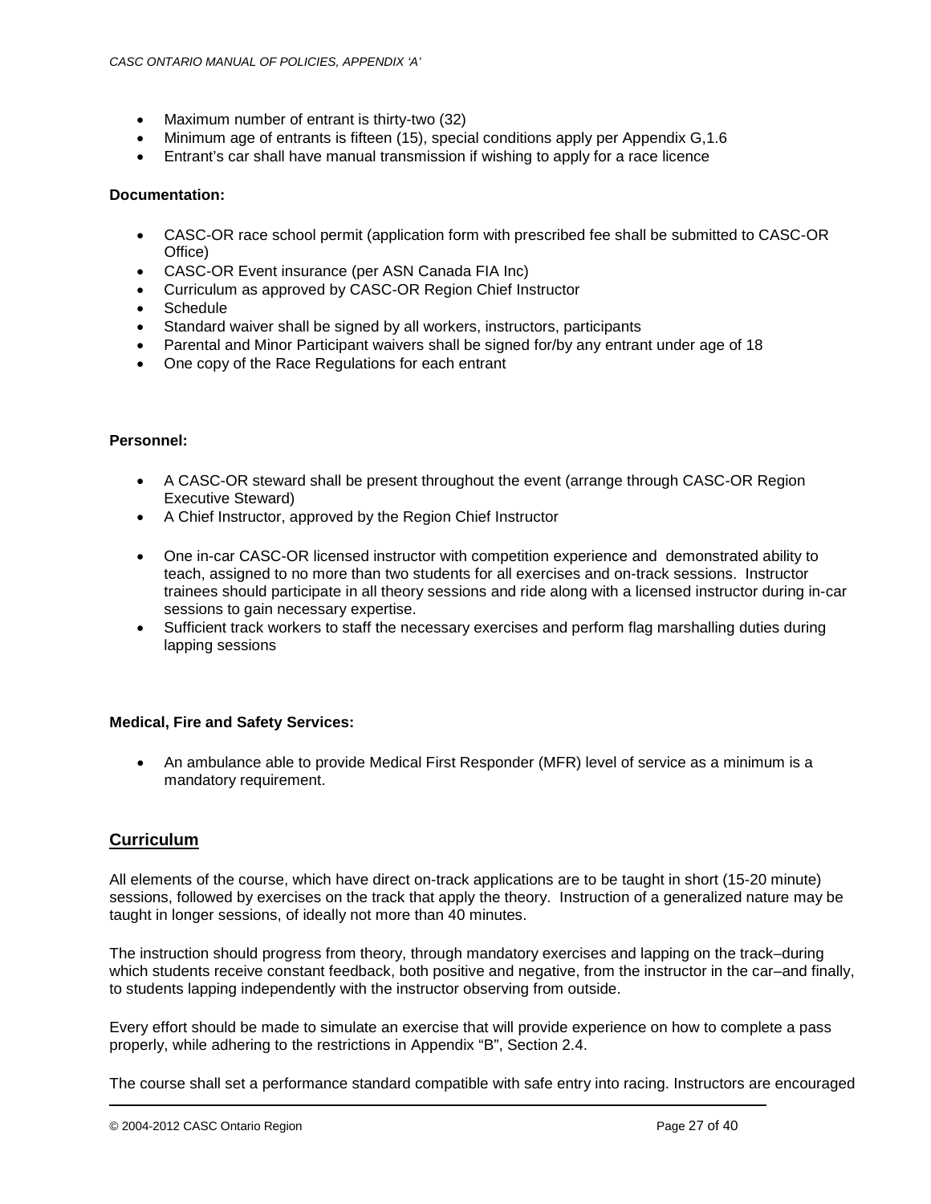- Maximum number of entrant is thirty-two (32)
- Minimum age of entrants is fifteen (15), special conditions apply per Appendix G,1.6
- Entrant's car shall have manual transmission if wishing to apply for a race licence

**Documentation:**

- CASC-OR race school permit (application form with prescribed fee shall be submitted to CASC-OR Office)
- CASC-OR Event insurance (per ASN Canada FIA Inc)
- Curriculum as approved by CASC-OR Region Chief Instructor
- Schedule
- Standard waiver shall be signed by all workers, instructors, participants
- Parental and Minor Participant waivers shall be signed for/by any entrant under age of 18
- One copy of the Race Regulations for each entrant

**Personnel:**

- A CASC-OR steward shall be present throughout the event (arrange through CASC-OR Region Executive Steward)
- A Chief Instructor, approved by the Region Chief Instructor
- One in-car CASC-OR licensed instructor with competition experience and demonstrated ability to teach, assigned to no more than two students for all exercises and on-track sessions. Instructor trainees should participate in all theory sessions and ride along with a licensed instructor during in-car sessions to gain necessary expertise.
- Sufficient track workers to staff the necessary exercises and perform flag marshalling duties during lapping sessions

**Medical, Fire and Safety Services:**

- An ambulance able to provide Medical First Responder (MFR) level of service as a minimum is a mandatory requirement.

## Curriculum

All elements of the course, which have direct on-track applications are to be taught in short (15-20 minute) sessions, followed by exercises on the track that apply the theory. Instruction of a generalized nature may be taught in longer sessions, of ideally not more than 40 minutes.

The instruction should progress from theory, through mandatory exercises and lapping on the track–during which students receive constant feedback, both positive and negative, from the instructor in the car–and finally, to students lapping independently with the instructor observing from outside.

Every effort should be made to simulate an exercise that will provide experience on how to complete a pass properly, while adhering to the restrictions in Appendix "B", Section 2.4.

The course shall set a performance standard compatible with safe entry into racing. Instructors are encouraged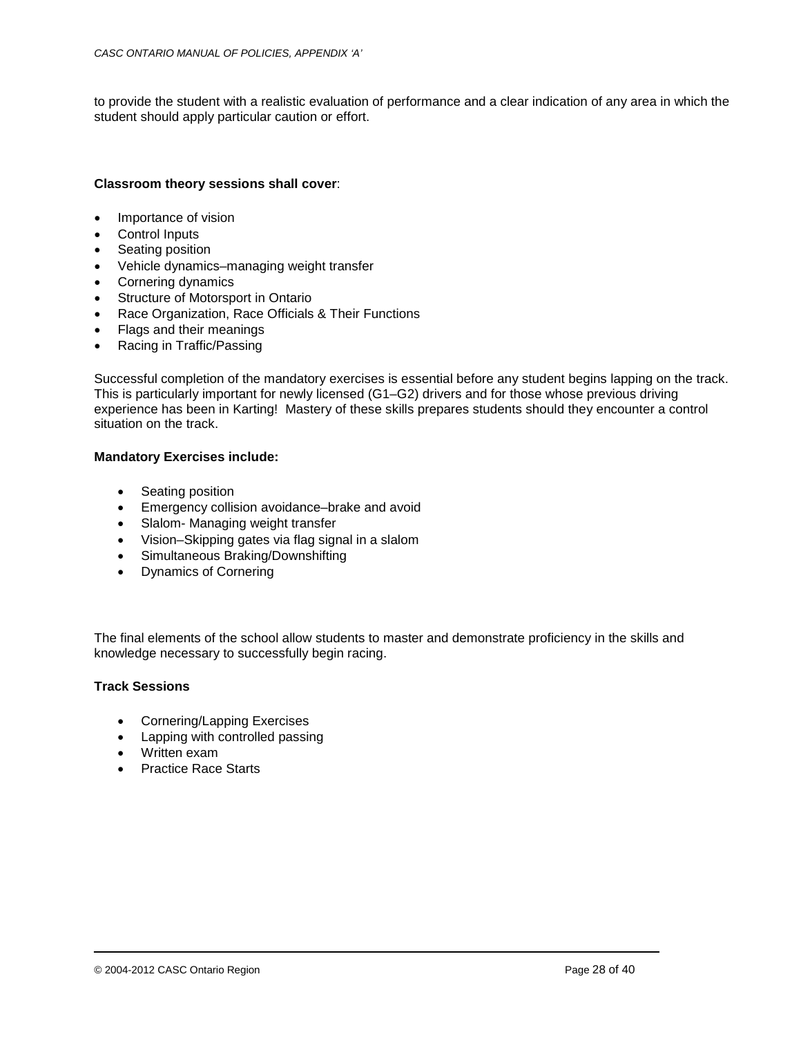to provide the student with a realistic evaluation of performance and a clear indication of any area in which the student should apply particular caution or effort.

**Classroom theory sessions shall cover**:

- Importance of vision
- Control Inputs
- Seating position
- Vehicle dynamics–managing weight transfer
- Cornering dynamics
- Structure of Motorsport in Ontario
- Race Organization, Race Officials & Their Functions
- Flags and their meanings
- Racing in Traffic/Passing

Successful completion of the mandatory exercises is essential before any student begins lapping on the track. This is particularly important for newly licensed (G1–G2) drivers and for those whose previous driving experience has been in Karting! Mastery of these skills prepares students should they encounter a control situation on the track.

**Mandatory Exercises include:**

- Seating position
- Emergency collision avoidance–brake and avoid
- Slalom- Managing weight transfer
- Vision–Skipping gates via flag signal in a slalom
- Simultaneous Braking/Downshifting
- Dynamics of Cornering

The final elements of the school allow students to master and demonstrate proficiency in the skills and knowledge necessary to successfully begin racing.

**Track Sessions**

- Cornering/Lapping Exercises
- Lapping with controlled passing
- Written exam
- Practice Race Starts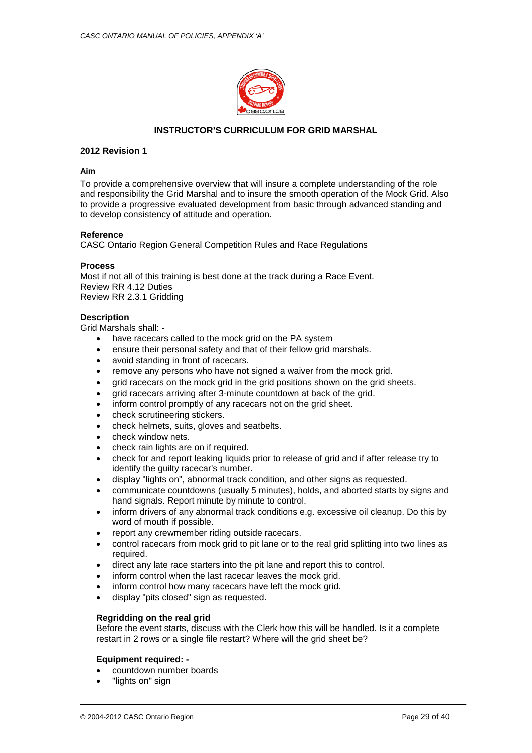# INSTRUCTOR'S CURRICULUM FOR GRID MARSHAL

**2012 Revision 1**

**Aim**

To provide a comprehensive overview that will insure a complete understanding of the role and responsibility the Grid Marshal and to insure the smooth operation of the Mock Grid. Also to provide a progressive evaluated development from basic through advanced standing and to develop consistency of attitude and operation.

**Reference**

CASC Ontario Region General Competition Rules and Race Regulations

**Process**

Most if not all of this training is best done at the track during a Race Event.
Review RR 4.12 Duties
Review RR 2.3.1 Gridding

**Description**

Grid Marshals shall: -

- have racecars called to the mock grid on the PA system
- ensure their personal safety and that of their fellow grid marshals.
- avoid standing in front of racecars.
- remove any persons who have not signed a waiver from the mock grid.
- grid racecars on the mock grid in the grid positions shown on the grid sheets.
- grid racecars arriving after 3-minute countdown at back of the grid.
- inform control promptly of any racecars not on the grid sheet.
- check scrutineering stickers.
- check helmets, suits, gloves and seatbelts.
- check window nets.
- check rain lights are on if required.
- check for and report leaking liquids prior to release of grid and if after release try to identify the guilty racecar's number.
- display "lights on", abnormal track condition, and other signs as requested.
- communicate countdowns (usually 5 minutes), holds, and aborted starts by signs and hand signals. Report minute by minute to control.
- inform drivers of any abnormal track conditions e.g. excessive oil cleanup. Do this by word of mouth if possible.
- report any crewmember riding outside racecars.
- control racecars from mock grid to pit lane or to the real grid splitting into two lines as required.
- direct any late race starters into the pit lane and report this to control.
- inform control when the last racecar leaves the mock grid.
- inform control how many racecars have left the mock grid.
- display "pits closed" sign as requested.

**Regridding on the real grid**

Before the event starts, discuss with the Clerk how this will be handled. Is it a complete restart in 2 rows or a single file restart? Where will the grid sheet be?

**Equipment required: -**

- countdown number boards
- "lights on" sign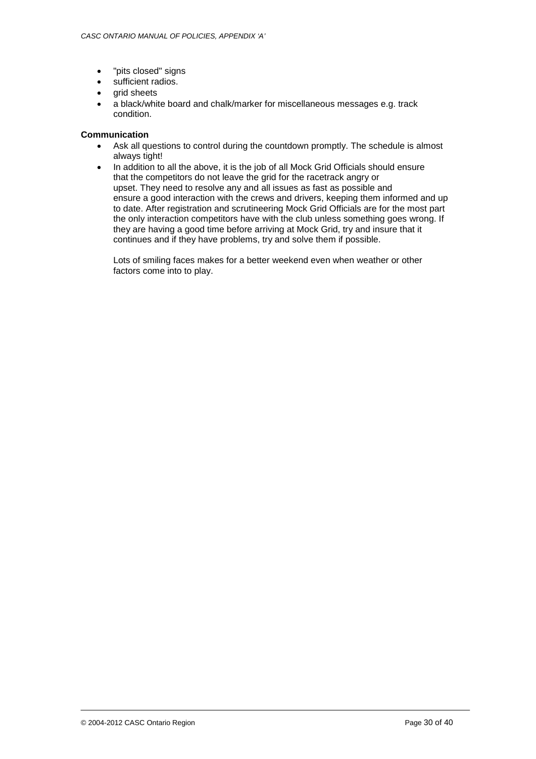- "pits closed" signs
- sufficient radios.
- grid sheets
- a black/white board and chalk/marker for miscellaneous messages e.g. track condition.

**Communication**

- Ask all questions to control during the countdown promptly. The schedule is almost always tight!
- In addition to all the above, it is the job of all Mock Grid Officials should ensure that the competitors do not leave the grid for the racetrack angry or upset. They need to resolve any and all issues as fast as possible and ensure a good interaction with the crews and drivers, keeping them informed and up to date. After registration and scrutineering Mock Grid Officials are for the most part the only interaction competitors have with the club unless something goes wrong. If they are having a good time before arriving at Mock Grid, try and insure that it continues and if they have problems, try and solve them if possible.

  Lots of smiling faces makes for a better weekend even when weather or other factors come into to play.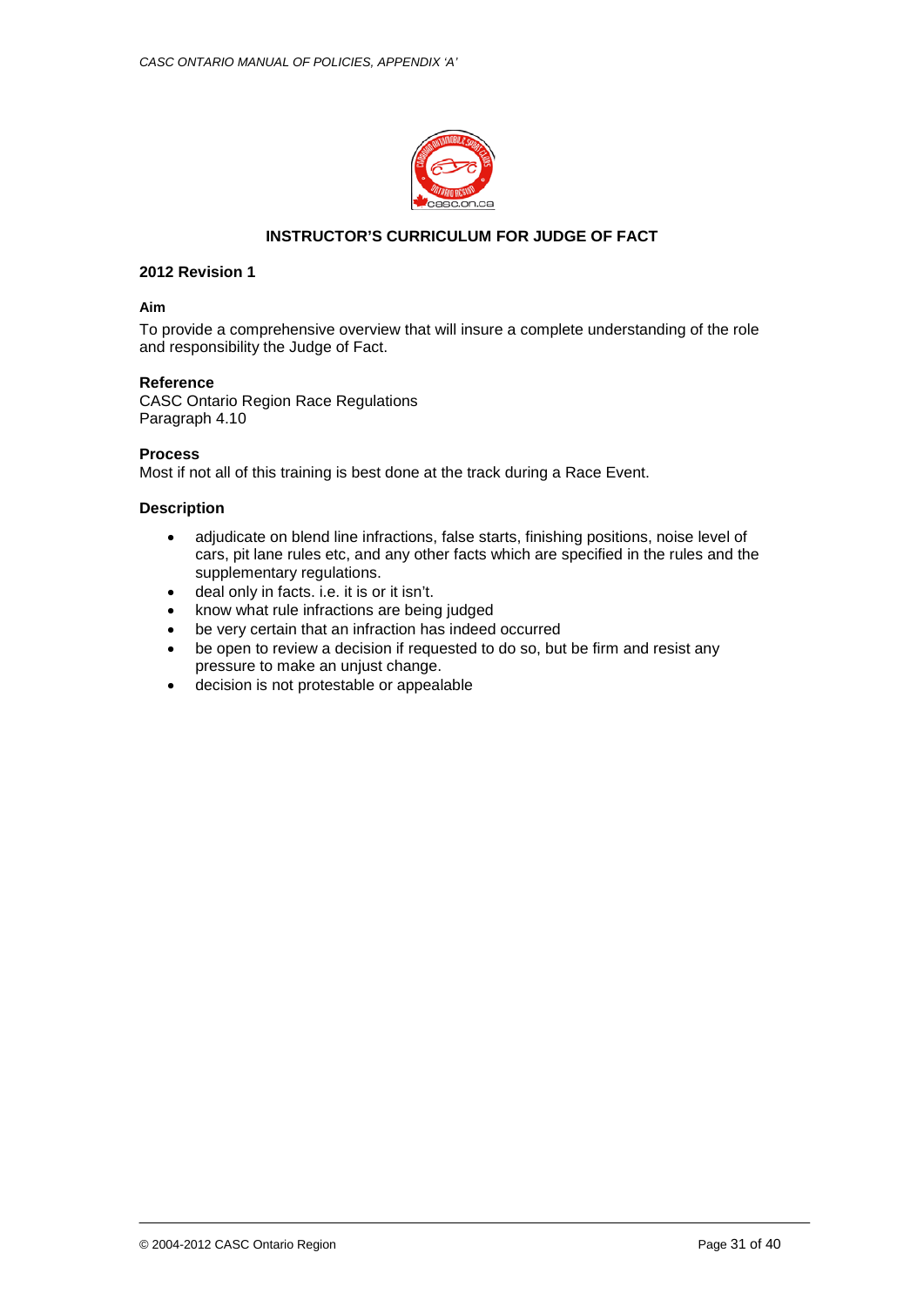## INSTRUCTOR'S CURRICULUM FOR JUDGE OF FACT

**2012 Revision 1**

**Aim**

To provide a comprehensive overview that will insure a complete understanding of the role and responsibility the Judge of Fact.

**Reference**
CASC Ontario Region Race Regulations
Paragraph 4.10

**Process**
Most if not all of this training is best done at the track during a Race Event.

**Description**

- adjudicate on blend line infractions, false starts, finishing positions, noise level of cars, pit lane rules etc, and any other facts which are specified in the rules and the supplementary regulations.
- deal only in facts. i.e. it is or it isn't.
- know what rule infractions are being judged
- be very certain that an infraction has indeed occurred
- be open to review a decision if requested to do so, but be firm and resist any pressure to make an unjust change.
- decision is not protestable or appealable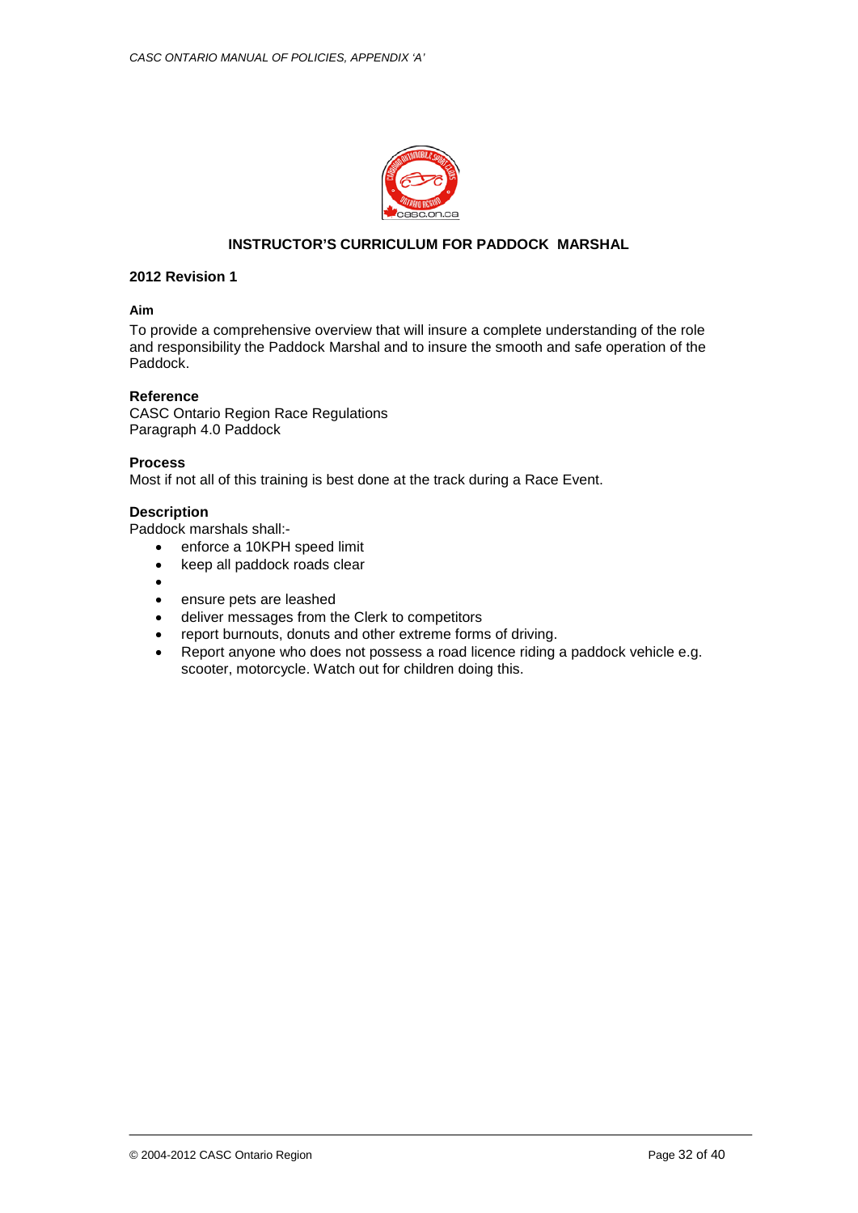# INSTRUCTOR'S CURRICULUM FOR PADDOCK MARSHAL

**2012 Revision 1**

**Aim**

To provide a comprehensive overview that will insure a complete understanding of the role and responsibility the Paddock Marshal and to insure the smooth and safe operation of the Paddock.

**Reference**

CASC Ontario Region Race Regulations
Paragraph 4.0 Paddock

**Process**

Most if not all of this training is best done at the track during a Race Event.

**Description**

Paddock marshals shall:-

- enforce a 10KPH speed limit
- keep all paddock roads clear
- 
- ensure pets are leashed
- deliver messages from the Clerk to competitors
- report burnouts, donuts and other extreme forms of driving.
- Report anyone who does not possess a road licence riding a paddock vehicle e.g. scooter, motorcycle. Watch out for children doing this.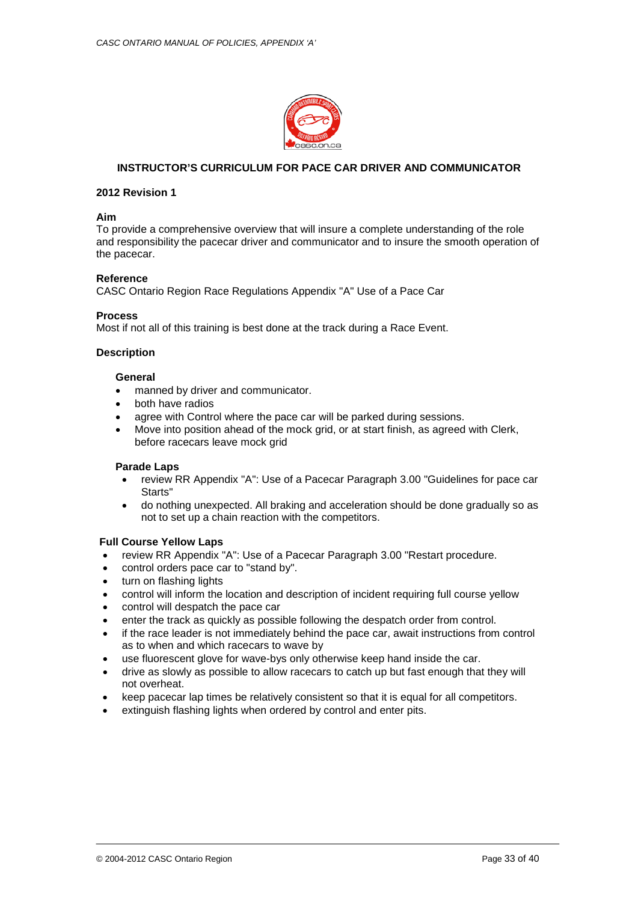# INSTRUCTOR'S CURRICULUM FOR PACE CAR DRIVER AND COMMUNICATOR

**2012 Revision 1**

**Aim**

To provide a comprehensive overview that will insure a complete understanding of the role and responsibility the pacecar driver and communicator and to insure the smooth operation of the pacecar.

**Reference**

CASC Ontario Region Race Regulations Appendix "A" Use of a Pace Car

**Process**

Most if not all of this training is best done at the track during a Race Event.

**Description**

**General**

- manned by driver and communicator.
- both have radios
- agree with Control where the pace car will be parked during sessions.
- Move into position ahead of the mock grid, or at start finish, as agreed with Clerk, before racecars leave mock grid

**Parade Laps**

- review RR Appendix "A": Use of a Pacecar Paragraph 3.00 "Guidelines for pace car Starts"
- do nothing unexpected. All braking and acceleration should be done gradually so as not to set up a chain reaction with the competitors.

**Full Course Yellow Laps**

- review RR Appendix "A": Use of a Pacecar Paragraph 3.00 "Restart procedure.
- control orders pace car to "stand by".
- turn on flashing lights
- control will inform the location and description of incident requiring full course yellow
- control will despatch the pace car
- enter the track as quickly as possible following the despatch order from control.
- if the race leader is not immediately behind the pace car, await instructions from control as to when and which racecars to wave by
- use fluorescent glove for wave-bys only otherwise keep hand inside the car.
- drive as slowly as possible to allow racecars to catch up but fast enough that they will not overheat.
- keep pacecar lap times be relatively consistent so that it is equal for all competitors.
- extinguish flashing lights when ordered by control and enter pits.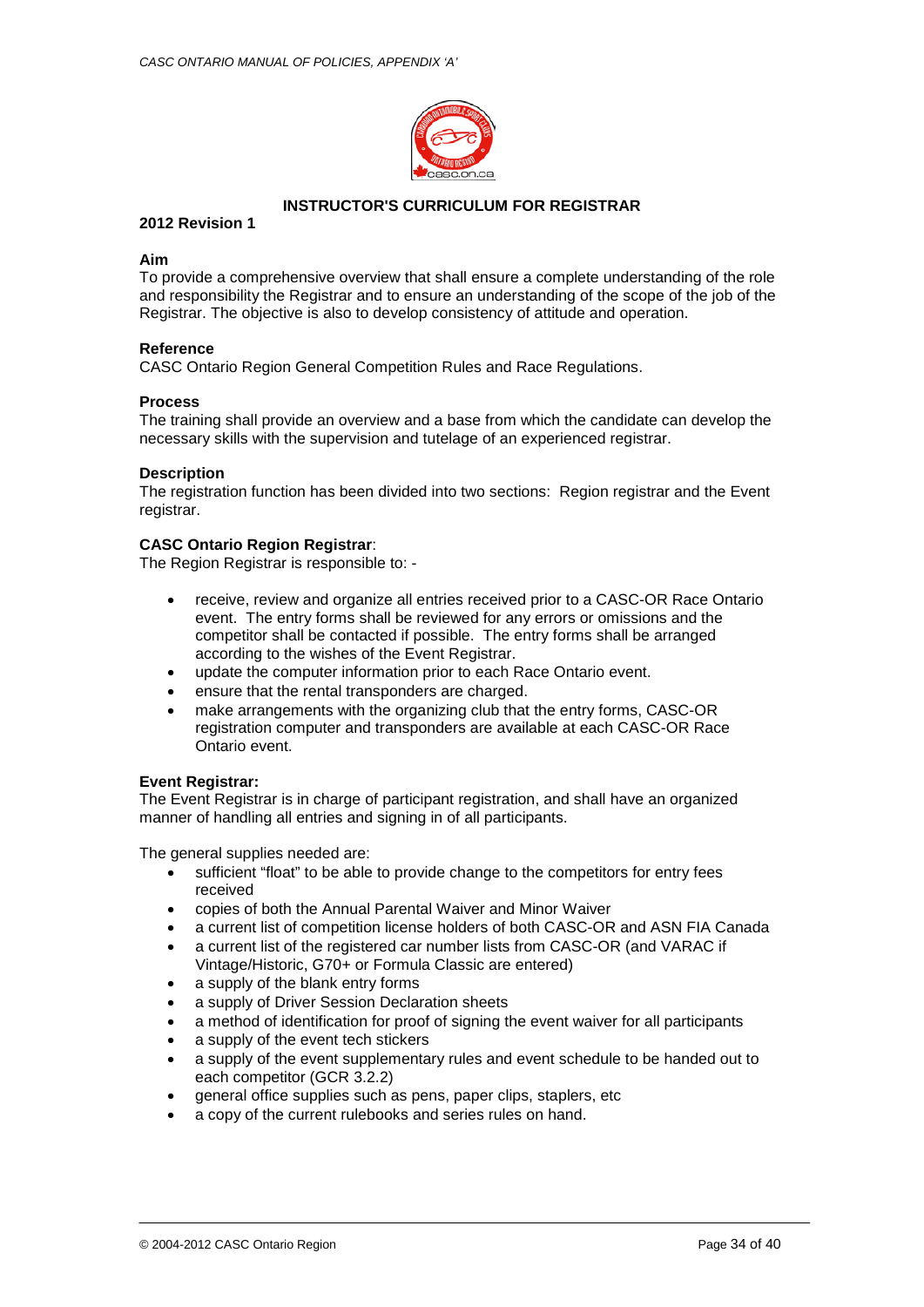## INSTRUCTOR'S CURRICULUM FOR REGISTRAR

**2012 Revision 1**

**Aim**

To provide a comprehensive overview that shall ensure a complete understanding of the role and responsibility the Registrar and to ensure an understanding of the scope of the job of the Registrar. The objective is also to develop consistency of attitude and operation.

**Reference**

CASC Ontario Region General Competition Rules and Race Regulations.

**Process**

The training shall provide an overview and a base from which the candidate can develop the necessary skills with the supervision and tutelage of an experienced registrar.

**Description**

The registration function has been divided into two sections: Region registrar and the Event registrar.

**CASC Ontario Region Registrar**:

The Region Registrar is responsible to: -

- receive, review and organize all entries received prior to a CASC-OR Race Ontario event. The entry forms shall be reviewed for any errors or omissions and the competitor shall be contacted if possible. The entry forms shall be arranged according to the wishes of the Event Registrar.
- update the computer information prior to each Race Ontario event.
- ensure that the rental transponders are charged.
- make arrangements with the organizing club that the entry forms, CASC-OR registration computer and transponders are available at each CASC-OR Race Ontario event.

**Event Registrar:**

The Event Registrar is in charge of participant registration, and shall have an organized manner of handling all entries and signing in of all participants.

The general supplies needed are:

- sufficient "float" to be able to provide change to the competitors for entry fees received
- copies of both the Annual Parental Waiver and Minor Waiver
- a current list of competition license holders of both CASC-OR and ASN FIA Canada
- a current list of the registered car number lists from CASC-OR (and VARAC if Vintage/Historic, G70+ or Formula Classic are entered)
- a supply of the blank entry forms
- a supply of Driver Session Declaration sheets
- a method of identification for proof of signing the event waiver for all participants
- a supply of the event tech stickers
- a supply of the event supplementary rules and event schedule to be handed out to each competitor (GCR 3.2.2)
- general office supplies such as pens, paper clips, staplers, etc
- a copy of the current rulebooks and series rules on hand.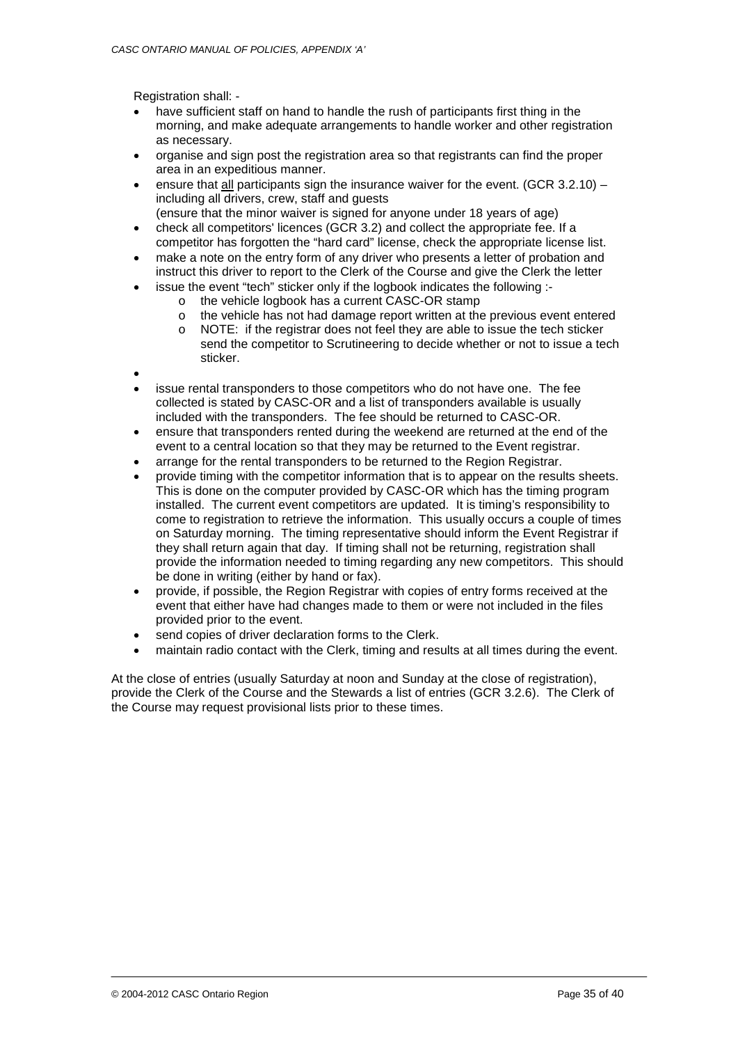Registration shall: -

- have sufficient staff on hand to handle the rush of participants first thing in the morning, and make adequate arrangements to handle worker and other registration as necessary.
- organise and sign post the registration area so that registrants can find the proper area in an expeditious manner.
- ensure that <u>all</u> participants sign the insurance waiver for the event. (GCR 3.2.10) – including all drivers, crew, staff and guests
  (ensure that the minor waiver is signed for anyone under 18 years of age)
- check all competitors' licences (GCR 3.2) and collect the appropriate fee. If a competitor has forgotten the "hard card" license, check the appropriate license list.
- make a note on the entry form of any driver who presents a letter of probation and instruct this driver to report to the Clerk of the Course and give the Clerk the letter
- issue the event "tech" sticker only if the logbook indicates the following :-
  - the vehicle logbook has a current CASC-OR stamp
  - the vehicle has not had damage report written at the previous event entered
  - NOTE: if the registrar does not feel they are able to issue the tech sticker send the competitor to Scrutineering to decide whether or not to issue a tech sticker.
- 
- issue rental transponders to those competitors who do not have one. The fee collected is stated by CASC-OR and a list of transponders available is usually included with the transponders. The fee should be returned to CASC-OR.
- ensure that transponders rented during the weekend are returned at the end of the event to a central location so that they may be returned to the Event registrar.
- arrange for the rental transponders to be returned to the Region Registrar.
- provide timing with the competitor information that is to appear on the results sheets. This is done on the computer provided by CASC-OR which has the timing program installed. The current event competitors are updated. It is timing's responsibility to come to registration to retrieve the information. This usually occurs a couple of times on Saturday morning. The timing representative should inform the Event Registrar if they shall return again that day. If timing shall not be returning, registration shall provide the information needed to timing regarding any new competitors. This should be done in writing (either by hand or fax).
- provide, if possible, the Region Registrar with copies of entry forms received at the event that either have had changes made to them or were not included in the files provided prior to the event.
- send copies of driver declaration forms to the Clerk.
- maintain radio contact with the Clerk, timing and results at all times during the event.

At the close of entries (usually Saturday at noon and Sunday at the close of registration), provide the Clerk of the Course and the Stewards a list of entries (GCR 3.2.6). The Clerk of the Course may request provisional lists prior to these times.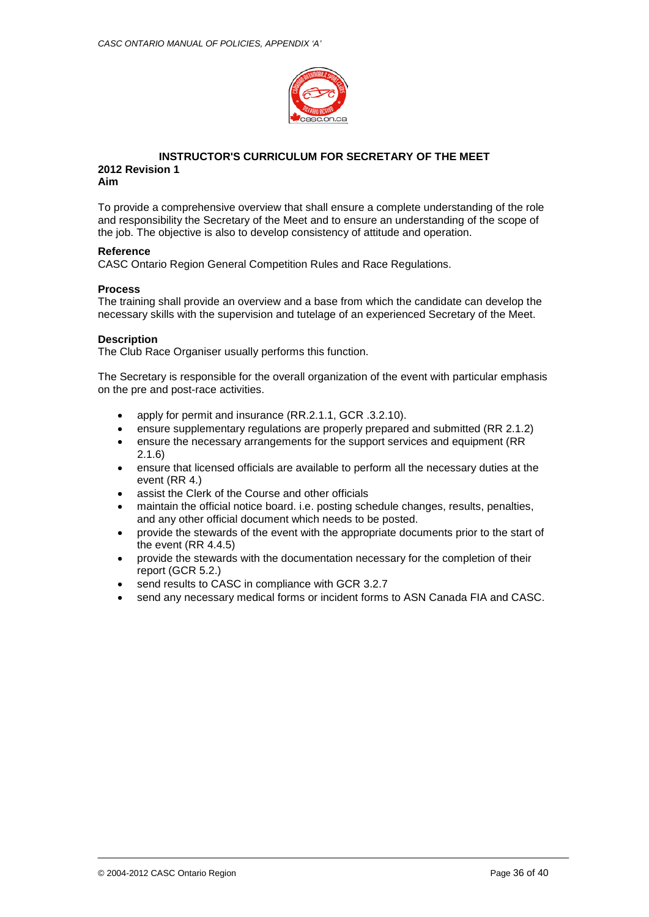## INSTRUCTOR'S CURRICULUM FOR SECRETARY OF THE MEET

**2012 Revision 1**

**Aim**

To provide a comprehensive overview that shall ensure a complete understanding of the role and responsibility the Secretary of the Meet and to ensure an understanding of the scope of the job. The objective is also to develop consistency of attitude and operation.

**Reference**

CASC Ontario Region General Competition Rules and Race Regulations.

**Process**

The training shall provide an overview and a base from which the candidate can develop the necessary skills with the supervision and tutelage of an experienced Secretary of the Meet.

**Description**

The Club Race Organiser usually performs this function.

The Secretary is responsible for the overall organization of the event with particular emphasis on the pre and post-race activities.

- apply for permit and insurance (RR.2.1.1, GCR .3.2.10).
- ensure supplementary regulations are properly prepared and submitted (RR 2.1.2)
- ensure the necessary arrangements for the support services and equipment (RR 2.1.6)
- ensure that licensed officials are available to perform all the necessary duties at the event (RR 4.)
- assist the Clerk of the Course and other officials
- maintain the official notice board. i.e. posting schedule changes, results, penalties, and any other official document which needs to be posted.
- provide the stewards of the event with the appropriate documents prior to the start of the event (RR 4.4.5)
- provide the stewards with the documentation necessary for the completion of their report (GCR 5.2.)
- send results to CASC in compliance with GCR 3.2.7
- send any necessary medical forms or incident forms to ASN Canada FIA and CASC.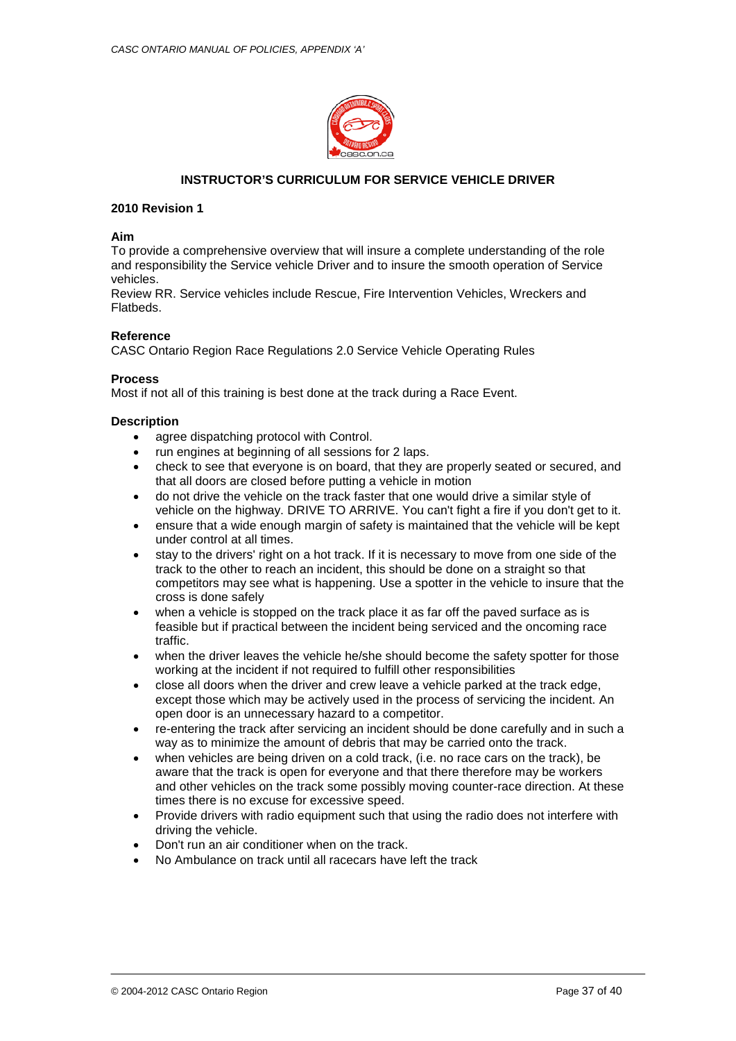## INSTRUCTOR'S CURRICULUM FOR SERVICE VEHICLE DRIVER

**2010 Revision 1**

**Aim**
To provide a comprehensive overview that will insure a complete understanding of the role and responsibility the Service vehicle Driver and to insure the smooth operation of Service vehicles.
Review RR. Service vehicles include Rescue, Fire Intervention Vehicles, Wreckers and Flatbeds.

**Reference**
CASC Ontario Region Race Regulations 2.0 Service Vehicle Operating Rules

**Process**
Most if not all of this training is best done at the track during a Race Event.

**Description**

- agree dispatching protocol with Control.
- run engines at beginning of all sessions for 2 laps.
- check to see that everyone is on board, that they are properly seated or secured, and that all doors are closed before putting a vehicle in motion
- do not drive the vehicle on the track faster that one would drive a similar style of vehicle on the highway. DRIVE TO ARRIVE. You can't fight a fire if you don't get to it.
- ensure that a wide enough margin of safety is maintained that the vehicle will be kept under control at all times.
- stay to the drivers' right on a hot track. If it is necessary to move from one side of the track to the other to reach an incident, this should be done on a straight so that competitors may see what is happening. Use a spotter in the vehicle to insure that the cross is done safely
- when a vehicle is stopped on the track place it as far off the paved surface as is feasible but if practical between the incident being serviced and the oncoming race traffic.
- when the driver leaves the vehicle he/she should become the safety spotter for those working at the incident if not required to fulfill other responsibilities
- close all doors when the driver and crew leave a vehicle parked at the track edge, except those which may be actively used in the process of servicing the incident. An open door is an unnecessary hazard to a competitor.
- re-entering the track after servicing an incident should be done carefully and in such a way as to minimize the amount of debris that may be carried onto the track.
- when vehicles are being driven on a cold track, (i.e. no race cars on the track), be aware that the track is open for everyone and that there therefore may be workers and other vehicles on the track some possibly moving counter-race direction. At these times there is no excuse for excessive speed.
- Provide drivers with radio equipment such that using the radio does not interfere with driving the vehicle.
- Don't run an air conditioner when on the track.
- No Ambulance on track until all racecars have left the track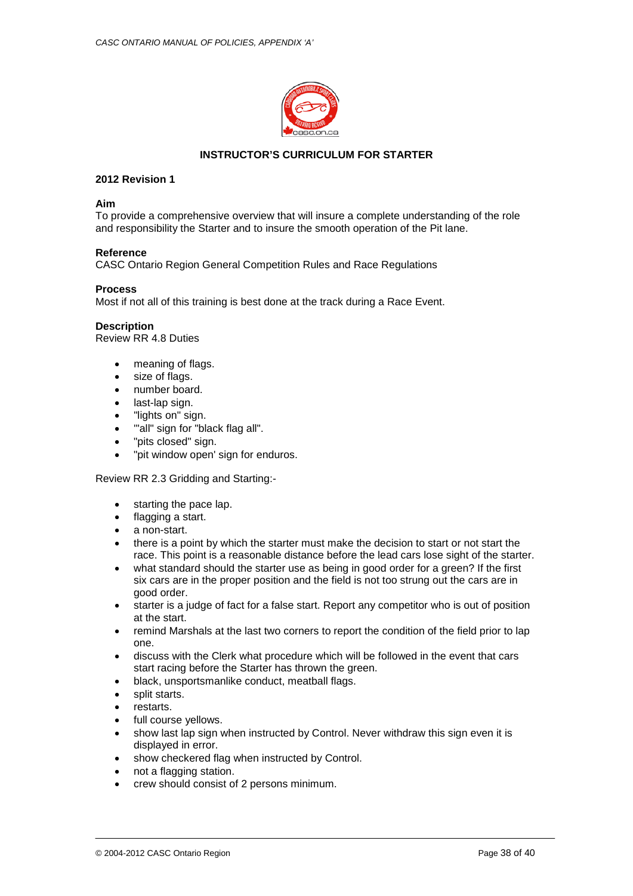## INSTRUCTOR'S CURRICULUM FOR STARTER

**2012 Revision 1**

**Aim**
To provide a comprehensive overview that will insure a complete understanding of the role and responsibility the Starter and to insure the smooth operation of the Pit lane.

**Reference**
CASC Ontario Region General Competition Rules and Race Regulations

**Process**
Most if not all of this training is best done at the track during a Race Event.

**Description**
Review RR 4.8 Duties

- meaning of flags.
- size of flags.
- number board.
- last-lap sign.
- "lights on" sign.
- "'all" sign for "black flag all".
- "pits closed" sign.
- "pit window open' sign for enduros.

Review RR 2.3 Gridding and Starting:-

- starting the pace lap.
- flagging a start.
- a non-start.
- there is a point by which the starter must make the decision to start or not start the race. This point is a reasonable distance before the lead cars lose sight of the starter.
- what standard should the starter use as being in good order for a green? If the first six cars are in the proper position and the field is not too strung out the cars are in good order.
- starter is a judge of fact for a false start. Report any competitor who is out of position at the start.
- remind Marshals at the last two corners to report the condition of the field prior to lap one.
- discuss with the Clerk what procedure which will be followed in the event that cars start racing before the Starter has thrown the green.
- black, unsportsmanlike conduct, meatball flags.
- split starts.
- restarts.
- full course yellows.
- show last lap sign when instructed by Control. Never withdraw this sign even it is displayed in error.
- show checkered flag when instructed by Control.
- not a flagging station.
- crew should consist of 2 persons minimum.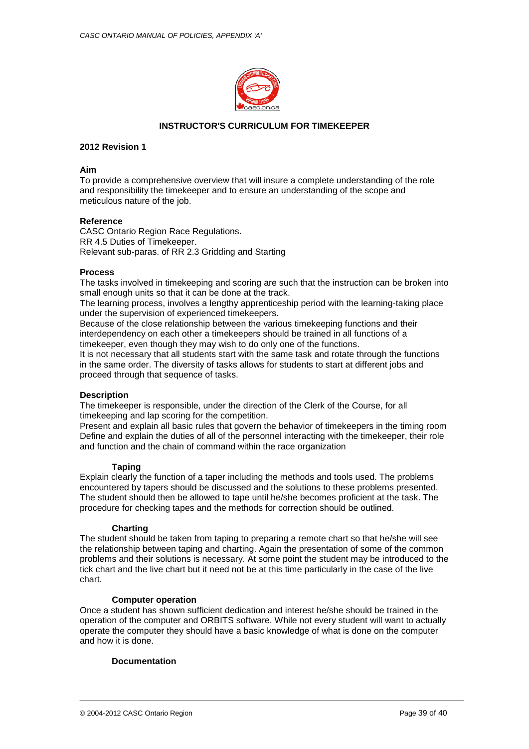## INSTRUCTOR'S CURRICULUM FOR TIMEKEEPER

**2012 Revision 1**

**Aim**

To provide a comprehensive overview that will insure a complete understanding of the role and responsibility the timekeeper and to ensure an understanding of the scope and meticulous nature of the job.

**Reference**

CASC Ontario Region Race Regulations.
RR 4.5 Duties of Timekeeper.
Relevant sub-paras. of RR 2.3 Gridding and Starting

**Process**

The tasks involved in timekeeping and scoring are such that the instruction can be broken into small enough units so that it can be done at the track.

The learning process, involves a lengthy apprenticeship period with the learning-taking place under the supervision of experienced timekeepers.

Because of the close relationship between the various timekeeping functions and their interdependency on each other a timekeepers should be trained in all functions of a timekeeper, even though they may wish to do only one of the functions.

It is not necessary that all students start with the same task and rotate through the functions in the same order. The diversity of tasks allows for students to start at different jobs and proceed through that sequence of tasks.

**Description**

The timekeeper is responsible, under the direction of the Clerk of the Course, for all timekeeping and lap scoring for the competition.

Present and explain all basic rules that govern the behavior of timekeepers in the timing room

Define and explain the duties of all of the personnel interacting with the timekeeper, their role and function and the chain of command within the race organization

**Taping**

Explain clearly the function of a taper including the methods and tools used. The problems encountered by tapers should be discussed and the solutions to these problems presented. The student should then be allowed to tape until he/she becomes proficient at the task. The procedure for checking tapes and the methods for correction should be outlined.

**Charting**

The student should be taken from taping to preparing a remote chart so that he/she will see the relationship between taping and charting. Again the presentation of some of the common problems and their solutions is necessary. At some point the student may be introduced to the tick chart and the live chart but it need not be at this time particularly in the case of the live chart.

**Computer operation**

Once a student has shown sufficient dedication and interest he/she should be trained in the operation of the computer and ORBITS software. While not every student will want to actually operate the computer they should have a basic knowledge of what is done on the computer and how it is done.

**Documentation**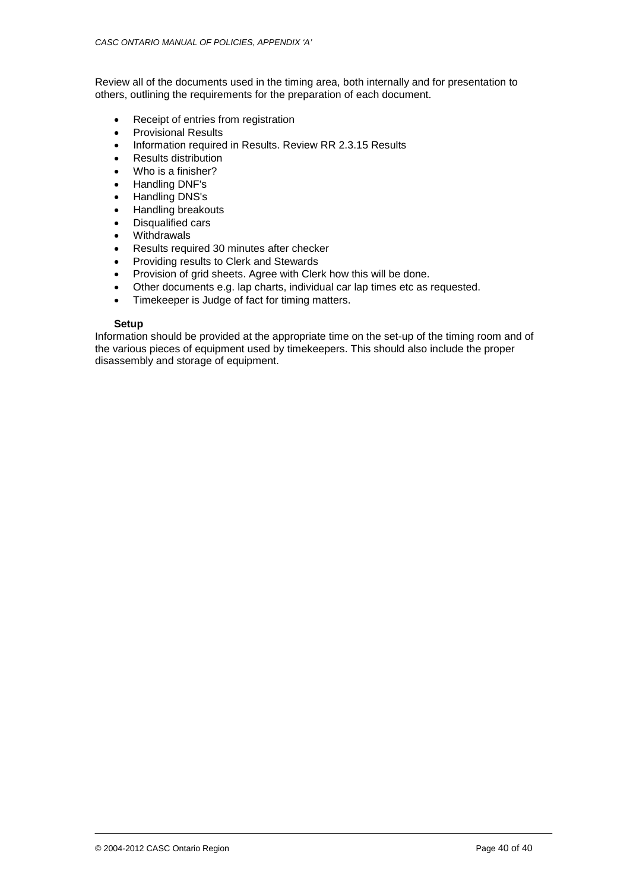Review all of the documents used in the timing area, both internally and for presentation to others, outlining the requirements for the preparation of each document.

- Receipt of entries from registration
- Provisional Results
- Information required in Results. Review RR 2.3.15 Results
- Results distribution
- Who is a finisher?
- Handling DNF's
- Handling DNS's
- Handling breakouts
- Disqualified cars
- Withdrawals
- Results required 30 minutes after checker
- Providing results to Clerk and Stewards
- Provision of grid sheets. Agree with Clerk how this will be done.
- Other documents e.g. lap charts, individual car lap times etc as requested.
- Timekeeper is Judge of fact for timing matters.

**Setup**

Information should be provided at the appropriate time on the set-up of the timing room and of the various pieces of equipment used by timekeepers. This should also include the proper disassembly and storage of equipment.